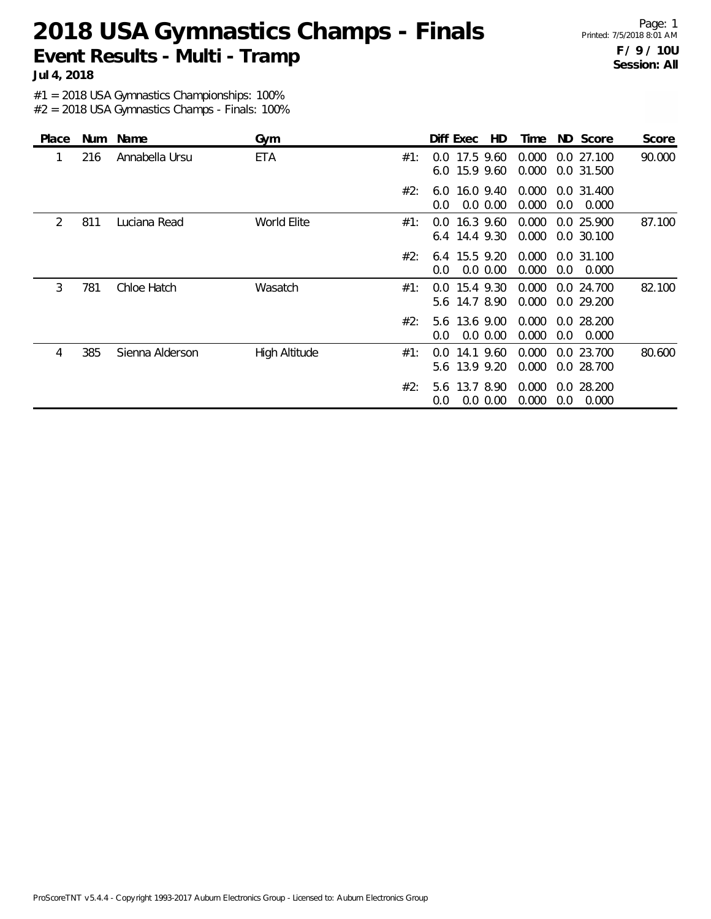# 2018 USA Gymnastics Champs - Finals

## Event Results - Multi - Tramp

**Jul 4, 2018**

Page: 1
Printed: 7/5/2018 8:01 AM

**F / 9 / 10U**
**Session: All**

#1 = 2018 USA Gymnastics Championships: 100%
#2 = 2018 USA Gymnastics Champs - Finals: 100%

| Place | Num | Name | Gym | | Diff | Exec | HD | Time | ND | Score | Score |
|---|---|---|---|---|---|---|---|---|---|---|---|
| 1 | 216 | Annabella Ursu | ETA | #1: | 0.0 | 17.5 | 9.60 | 0.000 | 0.0 | 27.100 | 90.000 |
| | | | | | 6.0 | 15.9 | 9.60 | 0.000 | 0.0 | 31.500 | |
| | | | | #2: | 6.0 | 16.0 | 9.40 | 0.000 | 0.0 | 31.400 | |
| | | | | | 0.0 | 0.0 | 0.00 | 0.000 | 0.0 | 0.000 | |
| 2 | 811 | Luciana Read | World Elite | #1: | 0.0 | 16.3 | 9.60 | 0.000 | 0.0 | 25.900 | 87.100 |
| | | | | | 6.4 | 14.4 | 9.30 | 0.000 | 0.0 | 30.100 | |
| | | | | #2: | 6.4 | 15.5 | 9.20 | 0.000 | 0.0 | 31.100 | |
| | | | | | 0.0 | 0.0 | 0.00 | 0.000 | 0.0 | 0.000 | |
| 3 | 781 | Chloe Hatch | Wasatch | #1: | 0.0 | 15.4 | 9.30 | 0.000 | 0.0 | 24.700 | 82.100 |
| | | | | | 5.6 | 14.7 | 8.90 | 0.000 | 0.0 | 29.200 | |
| | | | | #2: | 5.6 | 13.6 | 9.00 | 0.000 | 0.0 | 28.200 | |
| | | | | | 0.0 | 0.0 | 0.00 | 0.000 | 0.0 | 0.000 | |
| 4 | 385 | Sienna Alderson | High Altitude | #1: | 0.0 | 14.1 | 9.60 | 0.000 | 0.0 | 23.700 | 80.600 |
| | | | | | 5.6 | 13.9 | 9.20 | 0.000 | 0.0 | 28.700 | |
| | | | | #2: | 5.6 | 13.7 | 8.90 | 0.000 | 0.0 | 28.200 | |
| | | | | | 0.0 | 0.0 | 0.00 | 0.000 | 0.0 | 0.000 | |

ProScoreTNT v5.4.4 - Copyright 1993-2017 Auburn Electronics Group - Licensed to: Auburn Electronics Group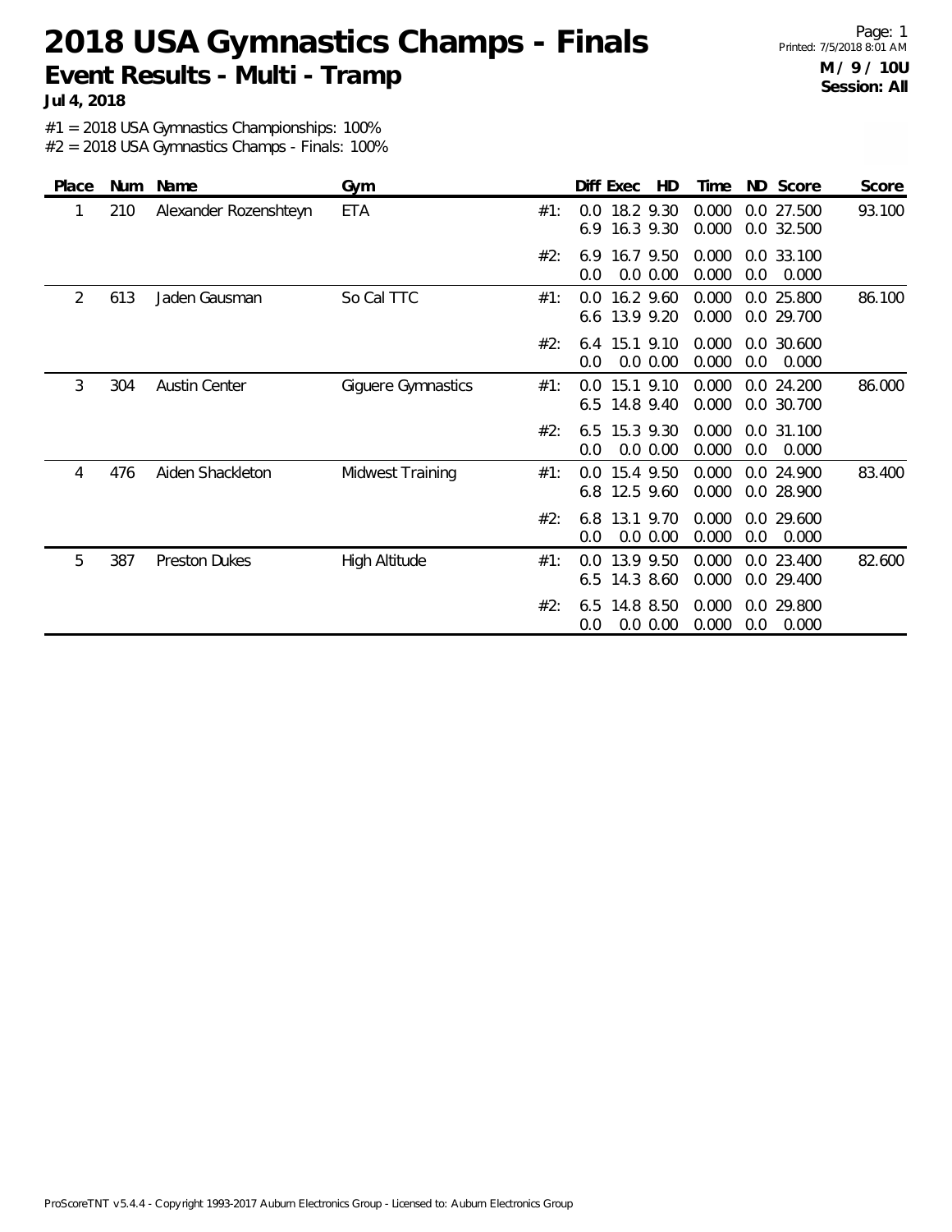# 2018 USA Gymnastics Champs - Finals

## Event Results - Multi - Tramp

**Jul 4, 2018**

**M / 9 / 10U**
**Session: All**

#1 = 2018 USA Gymnastics Championships: 100%
#2 = 2018 USA Gymnastics Champs - Finals: 100%

| Place | Num | Name | Gym | | Diff | Exec | HD | Time | ND | Score | Score |
|---|---|---|---|---|---|---|---|---|---|---|---|
| 1 | 210 | Alexander Rozenshteyn | ETA | #1: | 0.0 | 18.2 | 9.30 | 0.000 | 0.0 | 27.500 | 93.100 |
| | | | | | 6.9 | 16.3 | 9.30 | 0.000 | 0.0 | 32.500 | |
| | | | | #2: | 6.9 | 16.7 | 9.50 | 0.000 | 0.0 | 33.100 | |
| | | | | | 0.0 | 0.0 | 0.00 | 0.000 | 0.0 | 0.000 | |
| 2 | 613 | Jaden Gausman | So Cal TTC | #1: | 0.0 | 16.2 | 9.60 | 0.000 | 0.0 | 25.800 | 86.100 |
| | | | | | 6.6 | 13.9 | 9.20 | 0.000 | 0.0 | 29.700 | |
| | | | | #2: | 6.4 | 15.1 | 9.10 | 0.000 | 0.0 | 30.600 | |
| | | | | | 0.0 | 0.0 | 0.00 | 0.000 | 0.0 | 0.000 | |
| 3 | 304 | Austin Center | Giguere Gymnastics | #1: | 0.0 | 15.1 | 9.10 | 0.000 | 0.0 | 24.200 | 86.000 |
| | | | | | 6.5 | 14.8 | 9.40 | 0.000 | 0.0 | 30.700 | |
| | | | | #2: | 6.5 | 15.3 | 9.30 | 0.000 | 0.0 | 31.100 | |
| | | | | | 0.0 | 0.0 | 0.00 | 0.000 | 0.0 | 0.000 | |
| 4 | 476 | Aiden Shackleton | Midwest Training | #1: | 0.0 | 15.4 | 9.50 | 0.000 | 0.0 | 24.900 | 83.400 |
| | | | | | 6.8 | 12.5 | 9.60 | 0.000 | 0.0 | 28.900 | |
| | | | | #2: | 6.8 | 13.1 | 9.70 | 0.000 | 0.0 | 29.600 | |
| | | | | | 0.0 | 0.0 | 0.00 | 0.000 | 0.0 | 0.000 | |
| 5 | 387 | Preston Dukes | High Altitude | #1: | 0.0 | 13.9 | 9.50 | 0.000 | 0.0 | 23.400 | 82.600 |
| | | | | | 6.5 | 14.3 | 8.60 | 0.000 | 0.0 | 29.400 | |
| | | | | #2: | 6.5 | 14.8 | 8.50 | 0.000 | 0.0 | 29.800 | |
| | | | | | 0.0 | 0.0 | 0.00 | 0.000 | 0.0 | 0.000 | |

ProScoreTNT v5.4.4 - Copyright 1993-2017 Auburn Electronics Group - Licensed to: Auburn Electronics Group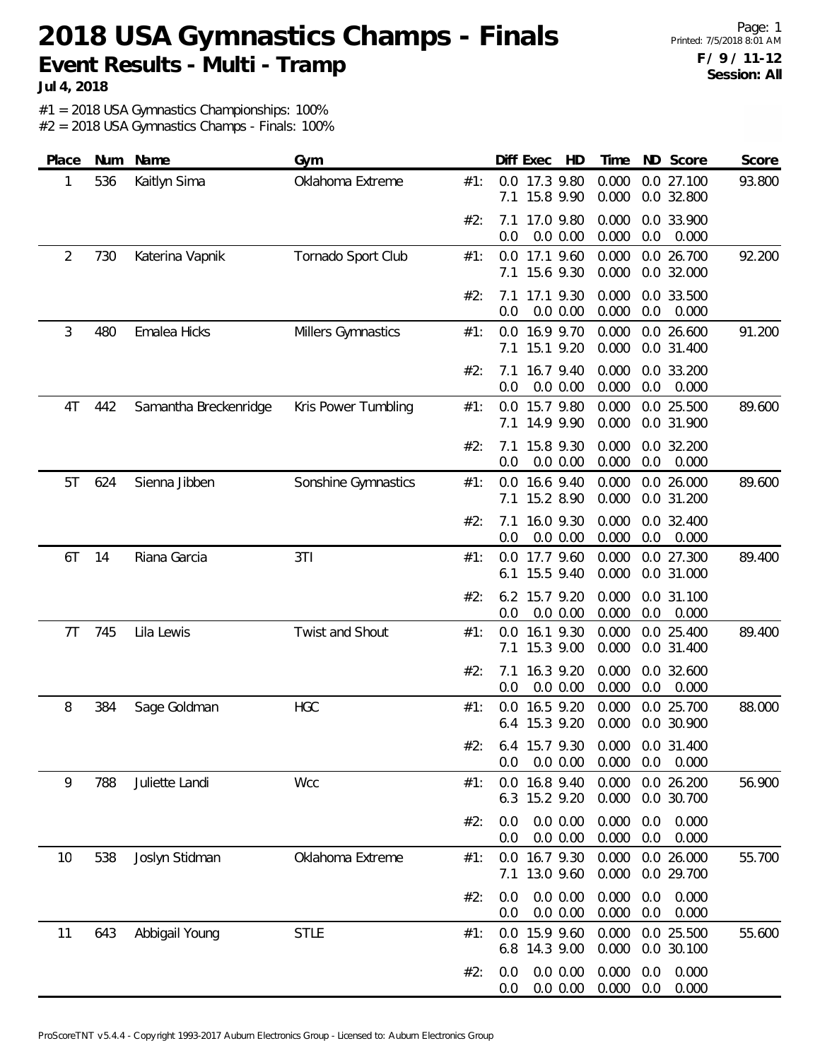# 2018 USA Gymnastics Champs - Finals

## Event Results - Multi - Tramp

**Jul 4, 2018**

Page: 1
Printed: 7/5/2018 8:01 AM
**F / 9 / 11-12**
**Session: All**

#1 = 2018 USA Gymnastics Championships: 100%
#2 = 2018 USA Gymnastics Champs - Finals: 100%

| Place | Num | Name | Gym | | Diff | Exec | HD | Time | ND | Score | Score |
|---|---|---|---|---|---|---|---|---|---|---|---|
| 1 | 536 | Kaitlyn Sima | Oklahoma Extreme | #1: | 0.0 | 17.3 | 9.80 | 0.000 | 0.0 | 27.100 | 93.800 |
| | | | | | 7.1 | 15.8 | 9.90 | 0.000 | 0.0 | 32.800 | |
| | | | | #2: | 7.1 | 17.0 | 9.80 | 0.000 | 0.0 | 33.900 | |
| | | | | | 0.0 | 0.0 | 0.00 | 0.000 | 0.0 | 0.000 | |
| 2 | 730 | Katerina Vapnik | Tornado Sport Club | #1: | 0.0 | 17.1 | 9.60 | 0.000 | 0.0 | 26.700 | 92.200 |
| | | | | | 7.1 | 15.6 | 9.30 | 0.000 | 0.0 | 32.000 | |
| | | | | #2: | 7.1 | 17.1 | 9.30 | 0.000 | 0.0 | 33.500 | |
| | | | | | 0.0 | 0.0 | 0.00 | 0.000 | 0.0 | 0.000 | |
| 3 | 480 | Emalea Hicks | Millers Gymnastics | #1: | 0.0 | 16.9 | 9.70 | 0.000 | 0.0 | 26.600 | 91.200 |
| | | | | | 7.1 | 15.1 | 9.20 | 0.000 | 0.0 | 31.400 | |
| | | | | #2: | 7.1 | 16.7 | 9.40 | 0.000 | 0.0 | 33.200 | |
| | | | | | 0.0 | 0.0 | 0.00 | 0.000 | 0.0 | 0.000 | |
| 4T | 442 | Samantha Breckenridge | Kris Power Tumbling | #1: | 0.0 | 15.7 | 9.80 | 0.000 | 0.0 | 25.500 | 89.600 |
| | | | | | 7.1 | 14.9 | 9.90 | 0.000 | 0.0 | 31.900 | |
| | | | | #2: | 7.1 | 15.8 | 9.30 | 0.000 | 0.0 | 32.200 | |
| | | | | | 0.0 | 0.0 | 0.00 | 0.000 | 0.0 | 0.000 | |
| 5T | 624 | Sienna Jibben | Sonshine Gymnastics | #1: | 0.0 | 16.6 | 9.40 | 0.000 | 0.0 | 26.000 | 89.600 |
| | | | | | 7.1 | 15.2 | 8.90 | 0.000 | 0.0 | 31.200 | |
| | | | | #2: | 7.1 | 16.0 | 9.30 | 0.000 | 0.0 | 32.400 | |
| | | | | | 0.0 | 0.0 | 0.00 | 0.000 | 0.0 | 0.000 | |
| 6T | 14 | Riana Garcia | 3TI | #1: | 0.0 | 17.7 | 9.60 | 0.000 | 0.0 | 27.300 | 89.400 |
| | | | | | 6.1 | 15.5 | 9.40 | 0.000 | 0.0 | 31.000 | |
| | | | | #2: | 6.2 | 15.7 | 9.20 | 0.000 | 0.0 | 31.100 | |
| | | | | | 0.0 | 0.0 | 0.00 | 0.000 | 0.0 | 0.000 | |
| 7T | 745 | Lila Lewis | Twist and Shout | #1: | 0.0 | 16.1 | 9.30 | 0.000 | 0.0 | 25.400 | 89.400 |
| | | | | | 7.1 | 15.3 | 9.00 | 0.000 | 0.0 | 31.400 | |
| | | | | #2: | 7.1 | 16.3 | 9.20 | 0.000 | 0.0 | 32.600 | |
| | | | | | 0.0 | 0.0 | 0.00 | 0.000 | 0.0 | 0.000 | |
| 8 | 384 | Sage Goldman | HGC | #1: | 0.0 | 16.5 | 9.20 | 0.000 | 0.0 | 25.700 | 88.000 |
| | | | | | 6.4 | 15.3 | 9.20 | 0.000 | 0.0 | 30.900 | |
| | | | | #2: | 6.4 | 15.7 | 9.30 | 0.000 | 0.0 | 31.400 | |
| | | | | | 0.0 | 0.0 | 0.00 | 0.000 | 0.0 | 0.000 | |
| 9 | 788 | Juliette Landi | Wcc | #1: | 0.0 | 16.8 | 9.40 | 0.000 | 0.0 | 26.200 | 56.900 |
| | | | | | 6.3 | 15.2 | 9.20 | 0.000 | 0.0 | 30.700 | |
| | | | | #2: | 0.0 | 0.0 | 0.00 | 0.000 | 0.0 | 0.000 | |
| | | | | | 0.0 | 0.0 | 0.00 | 0.000 | 0.0 | 0.000 | |
| 10 | 538 | Joslyn Stidman | Oklahoma Extreme | #1: | 0.0 | 16.7 | 9.30 | 0.000 | 0.0 | 26.000 | 55.700 |
| | | | | | 7.1 | 13.0 | 9.60 | 0.000 | 0.0 | 29.700 | |
| | | | | #2: | 0.0 | 0.0 | 0.00 | 0.000 | 0.0 | 0.000 | |
| | | | | | 0.0 | 0.0 | 0.00 | 0.000 | 0.0 | 0.000 | |
| 11 | 643 | Abbigail Young | STLE | #1: | 0.0 | 15.9 | 9.60 | 0.000 | 0.0 | 25.500 | 55.600 |
| | | | | | 6.8 | 14.3 | 9.00 | 0.000 | 0.0 | 30.100 | |
| | | | | #2: | 0.0 | 0.0 | 0.00 | 0.000 | 0.0 | 0.000 | |
| | | | | | 0.0 | 0.0 | 0.00 | 0.000 | 0.0 | 0.000 | |

ProScoreTNT v5.4.4 - Copyright 1993-2017 Auburn Electronics Group - Licensed to: Auburn Electronics Group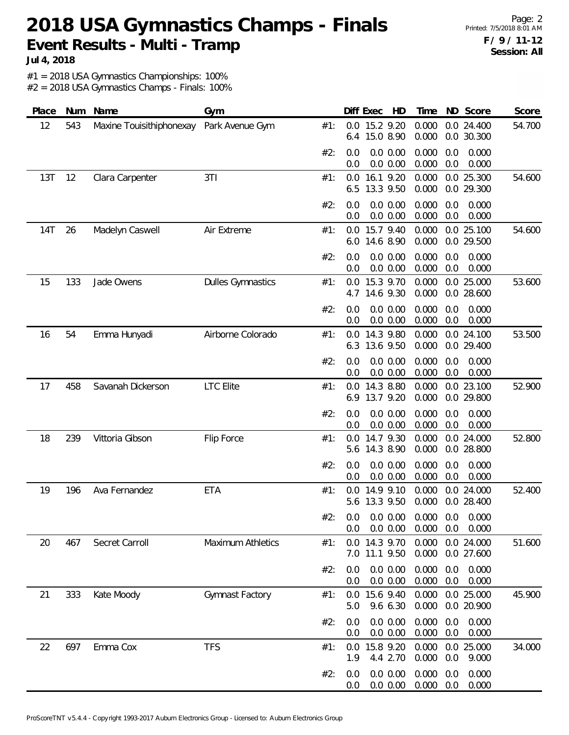# 2018 USA Gymnastics Champs - Finals

**Event Results - Multi - Tramp**

**Jul 4, 2018**

**F / 9 / 11-12**
**Session: All**

#1 = 2018 USA Gymnastics Championships: 100%
#2 = 2018 USA Gymnastics Champs - Finals: 100%

| Place | Num | Name | Gym | | Diff | Exec | HD | Time | ND | Score | Score |
|---|---|---|---|---|---|---|---|---|---|---|---|
| 12 | 543 | Maxine Touisithiphonexay | Park Avenue Gym | #1: | 0.0 | 15.2 | 9.20 | 0.000 | 0.0 | 24.400 | 54.700 |
| | | | | | 6.4 | 15.0 | 8.90 | 0.000 | 0.0 | 30.300 | |
| | | | | #2: | 0.0 | 0.0 | 0.00 | 0.000 | 0.0 | 0.000 | |
| | | | | | 0.0 | 0.0 | 0.00 | 0.000 | 0.0 | 0.000 | |
| 13T | 12 | Clara Carpenter | 3TI | #1: | 0.0 | 16.1 | 9.20 | 0.000 | 0.0 | 25.300 | 54.600 |
| | | | | | 6.5 | 13.3 | 9.50 | 0.000 | 0.0 | 29.300 | |
| | | | | #2: | 0.0 | 0.0 | 0.00 | 0.000 | 0.0 | 0.000 | |
| | | | | | 0.0 | 0.0 | 0.00 | 0.000 | 0.0 | 0.000 | |
| 14T | 26 | Madelyn Caswell | Air Extreme | #1: | 0.0 | 15.7 | 9.40 | 0.000 | 0.0 | 25.100 | 54.600 |
| | | | | | 6.0 | 14.6 | 8.90 | 0.000 | 0.0 | 29.500 | |
| | | | | #2: | 0.0 | 0.0 | 0.00 | 0.000 | 0.0 | 0.000 | |
| | | | | | 0.0 | 0.0 | 0.00 | 0.000 | 0.0 | 0.000 | |
| 15 | 133 | Jade Owens | Dulles Gymnastics | #1: | 0.0 | 15.3 | 9.70 | 0.000 | 0.0 | 25.000 | 53.600 |
| | | | | | 4.7 | 14.6 | 9.30 | 0.000 | 0.0 | 28.600 | |
| | | | | #2: | 0.0 | 0.0 | 0.00 | 0.000 | 0.0 | 0.000 | |
| | | | | | 0.0 | 0.0 | 0.00 | 0.000 | 0.0 | 0.000 | |
| 16 | 54 | Emma Hunyadi | Airborne Colorado | #1: | 0.0 | 14.3 | 9.80 | 0.000 | 0.0 | 24.100 | 53.500 |
| | | | | | 6.3 | 13.6 | 9.50 | 0.000 | 0.0 | 29.400 | |
| | | | | #2: | 0.0 | 0.0 | 0.00 | 0.000 | 0.0 | 0.000 | |
| | | | | | 0.0 | 0.0 | 0.00 | 0.000 | 0.0 | 0.000 | |
| 17 | 458 | Savanah Dickerson | LTC Elite | #1: | 0.0 | 14.3 | 8.80 | 0.000 | 0.0 | 23.100 | 52.900 |
| | | | | | 6.9 | 13.7 | 9.20 | 0.000 | 0.0 | 29.800 | |
| | | | | #2: | 0.0 | 0.0 | 0.00 | 0.000 | 0.0 | 0.000 | |
| | | | | | 0.0 | 0.0 | 0.00 | 0.000 | 0.0 | 0.000 | |
| 18 | 239 | Vittoria Gibson | Flip Force | #1: | 0.0 | 14.7 | 9.30 | 0.000 | 0.0 | 24.000 | 52.800 |
| | | | | | 5.6 | 14.3 | 8.90 | 0.000 | 0.0 | 28.800 | |
| | | | | #2: | 0.0 | 0.0 | 0.00 | 0.000 | 0.0 | 0.000 | |
| | | | | | 0.0 | 0.0 | 0.00 | 0.000 | 0.0 | 0.000 | |
| 19 | 196 | Ava Fernandez | ETA | #1: | 0.0 | 14.9 | 9.10 | 0.000 | 0.0 | 24.000 | 52.400 |
| | | | | | 5.6 | 13.3 | 9.50 | 0.000 | 0.0 | 28.400 | |
| | | | | #2: | 0.0 | 0.0 | 0.00 | 0.000 | 0.0 | 0.000 | |
| | | | | | 0.0 | 0.0 | 0.00 | 0.000 | 0.0 | 0.000 | |
| 20 | 467 | Secret Carroll | Maximum Athletics | #1: | 0.0 | 14.3 | 9.70 | 0.000 | 0.0 | 24.000 | 51.600 |
| | | | | | 7.0 | 11.1 | 9.50 | 0.000 | 0.0 | 27.600 | |
| | | | | #2: | 0.0 | 0.0 | 0.00 | 0.000 | 0.0 | 0.000 | |
| | | | | | 0.0 | 0.0 | 0.00 | 0.000 | 0.0 | 0.000 | |
| 21 | 333 | Kate Moody | Gymnast Factory | #1: | 0.0 | 15.6 | 9.40 | 0.000 | 0.0 | 25.000 | 45.900 |
| | | | | | 5.0 | 9.6 | 6.30 | 0.000 | 0.0 | 20.900 | |
| | | | | #2: | 0.0 | 0.0 | 0.00 | 0.000 | 0.0 | 0.000 | |
| | | | | | 0.0 | 0.0 | 0.00 | 0.000 | 0.0 | 0.000 | |
| 22 | 697 | Emma Cox | TFS | #1: | 0.0 | 15.8 | 9.20 | 0.000 | 0.0 | 25.000 | 34.000 |
| | | | | | 1.9 | 4.4 | 2.70 | 0.000 | 0.0 | 9.000 | |
| | | | | #2: | 0.0 | 0.0 | 0.00 | 0.000 | 0.0 | 0.000 | |
| | | | | | 0.0 | 0.0 | 0.00 | 0.000 | 0.0 | 0.000 | |

ProScoreTNT v5.4.4 - Copyright 1993-2017 Auburn Electronics Group - Licensed to: Auburn Electronics Group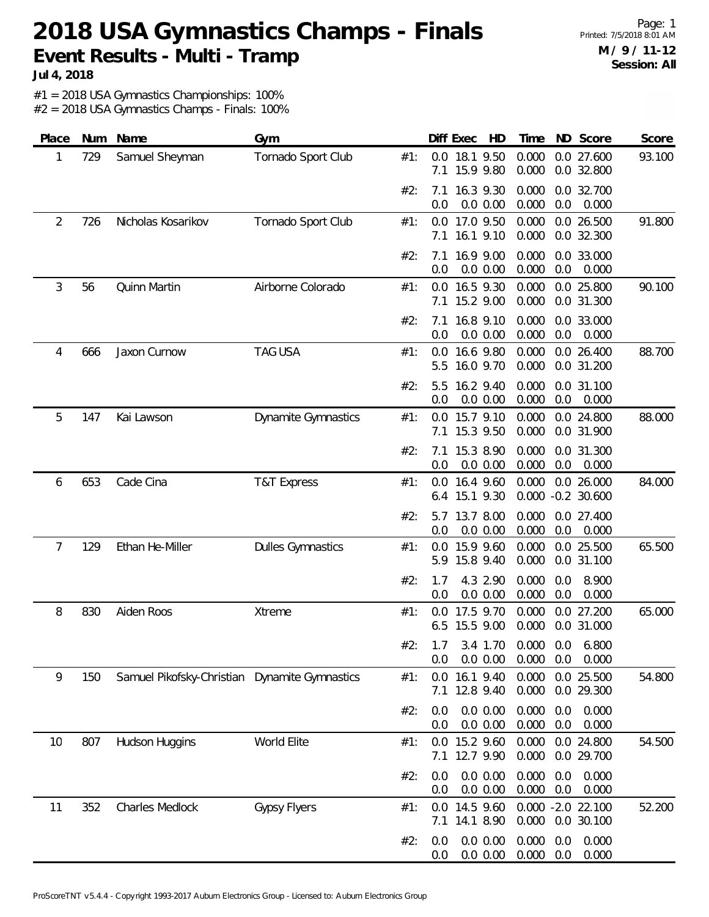# 2018 USA Gymnastics Champs - Finals

## Event Results - Multi - Tramp

**Jul 4, 2018**

**M / 9 / 11-12**
**Session: All**

#1 = 2018 USA Gymnastics Championships: 100%
#2 = 2018 USA Gymnastics Champs - Finals: 100%

| Place | Num | Name | Gym | | Diff | Exec | HD | Time | ND | Score | Score |
|---|---|---|---|---|---|---|---|---|---|---|---|
| 1 | 729 | Samuel Sheyman | Tornado Sport Club | #1: | 0.0 | 18.1 | 9.50 | 0.000 | 0.0 | 27.600 | 93.100 |
| | | | | | 7.1 | 15.9 | 9.80 | 0.000 | 0.0 | 32.800 | |
| | | | | #2: | 7.1 | 16.3 | 9.30 | 0.000 | 0.0 | 32.700 | |
| | | | | | 0.0 | 0.0 | 0.00 | 0.000 | 0.0 | 0.000 | |
| 2 | 726 | Nicholas Kosarikov | Tornado Sport Club | #1: | 0.0 | 17.0 | 9.50 | 0.000 | 0.0 | 26.500 | 91.800 |
| | | | | | 7.1 | 16.1 | 9.10 | 0.000 | 0.0 | 32.300 | |
| | | | | #2: | 7.1 | 16.9 | 9.00 | 0.000 | 0.0 | 33.000 | |
| | | | | | 0.0 | 0.0 | 0.00 | 0.000 | 0.0 | 0.000 | |
| 3 | 56 | Quinn Martin | Airborne Colorado | #1: | 0.0 | 16.5 | 9.30 | 0.000 | 0.0 | 25.800 | 90.100 |
| | | | | | 7.1 | 15.2 | 9.00 | 0.000 | 0.0 | 31.300 | |
| | | | | #2: | 7.1 | 16.8 | 9.10 | 0.000 | 0.0 | 33.000 | |
| | | | | | 0.0 | 0.0 | 0.00 | 0.000 | 0.0 | 0.000 | |
| 4 | 666 | Jaxon Curnow | TAG USA | #1: | 0.0 | 16.6 | 9.80 | 0.000 | 0.0 | 26.400 | 88.700 |
| | | | | | 5.5 | 16.0 | 9.70 | 0.000 | 0.0 | 31.200 | |
| | | | | #2: | 5.5 | 16.2 | 9.40 | 0.000 | 0.0 | 31.100 | |
| | | | | | 0.0 | 0.0 | 0.00 | 0.000 | 0.0 | 0.000 | |
| 5 | 147 | Kai Lawson | Dynamite Gymnastics | #1: | 0.0 | 15.7 | 9.10 | 0.000 | 0.0 | 24.800 | 88.000 |
| | | | | | 7.1 | 15.3 | 9.50 | 0.000 | 0.0 | 31.900 | |
| | | | | #2: | 7.1 | 15.3 | 8.90 | 0.000 | 0.0 | 31.300 | |
| | | | | | 0.0 | 0.0 | 0.00 | 0.000 | 0.0 | 0.000 | |
| 6 | 653 | Cade Cina | T&T Express | #1: | 0.0 | 16.4 | 9.60 | 0.000 | 0.0 | 26.000 | 84.000 |
| | | | | | 6.4 | 15.1 | 9.30 | 0.000 | -0.2 | 30.600 | |
| | | | | #2: | 5.7 | 13.7 | 8.00 | 0.000 | 0.0 | 27.400 | |
| | | | | | 0.0 | 0.0 | 0.00 | 0.000 | 0.0 | 0.000 | |
| 7 | 129 | Ethan He-Miller | Dulles Gymnastics | #1: | 0.0 | 15.9 | 9.60 | 0.000 | 0.0 | 25.500 | 65.500 |
| | | | | | 5.9 | 15.8 | 9.40 | 0.000 | 0.0 | 31.100 | |
| | | | | #2: | 1.7 | 4.3 | 2.90 | 0.000 | 0.0 | 8.900 | |
| | | | | | 0.0 | 0.0 | 0.00 | 0.000 | 0.0 | 0.000 | |
| 8 | 830 | Aiden Roos | Xtreme | #1: | 0.0 | 17.5 | 9.70 | 0.000 | 0.0 | 27.200 | 65.000 |
| | | | | | 6.5 | 15.5 | 9.00 | 0.000 | 0.0 | 31.000 | |
| | | | | #2: | 1.7 | 3.4 | 1.70 | 0.000 | 0.0 | 6.800 | |
| | | | | | 0.0 | 0.0 | 0.00 | 0.000 | 0.0 | 0.000 | |
| 9 | 150 | Samuel Pikofsky-Christian | Dynamite Gymnastics | #1: | 0.0 | 16.1 | 9.40 | 0.000 | 0.0 | 25.500 | 54.800 |
| | | | | | 7.1 | 12.8 | 9.40 | 0.000 | 0.0 | 29.300 | |
| | | | | #2: | 0.0 | 0.0 | 0.00 | 0.000 | 0.0 | 0.000 | |
| | | | | | 0.0 | 0.0 | 0.00 | 0.000 | 0.0 | 0.000 | |
| 10 | 807 | Hudson Huggins | World Elite | #1: | 0.0 | 15.2 | 9.60 | 0.000 | 0.0 | 24.800 | 54.500 |
| | | | | | 7.1 | 12.7 | 9.90 | 0.000 | 0.0 | 29.700 | |
| | | | | #2: | 0.0 | 0.0 | 0.00 | 0.000 | 0.0 | 0.000 | |
| | | | | | 0.0 | 0.0 | 0.00 | 0.000 | 0.0 | 0.000 | |
| 11 | 352 | Charles Medlock | Gypsy Flyers | #1: | 0.0 | 14.5 | 9.60 | 0.000 | -2.0 | 22.100 | 52.200 |
| | | | | | 7.1 | 14.1 | 8.90 | 0.000 | 0.0 | 30.100 | |
| | | | | #2: | 0.0 | 0.0 | 0.00 | 0.000 | 0.0 | 0.000 | |
| | | | | | 0.0 | 0.0 | 0.00 | 0.000 | 0.0 | 0.000 | |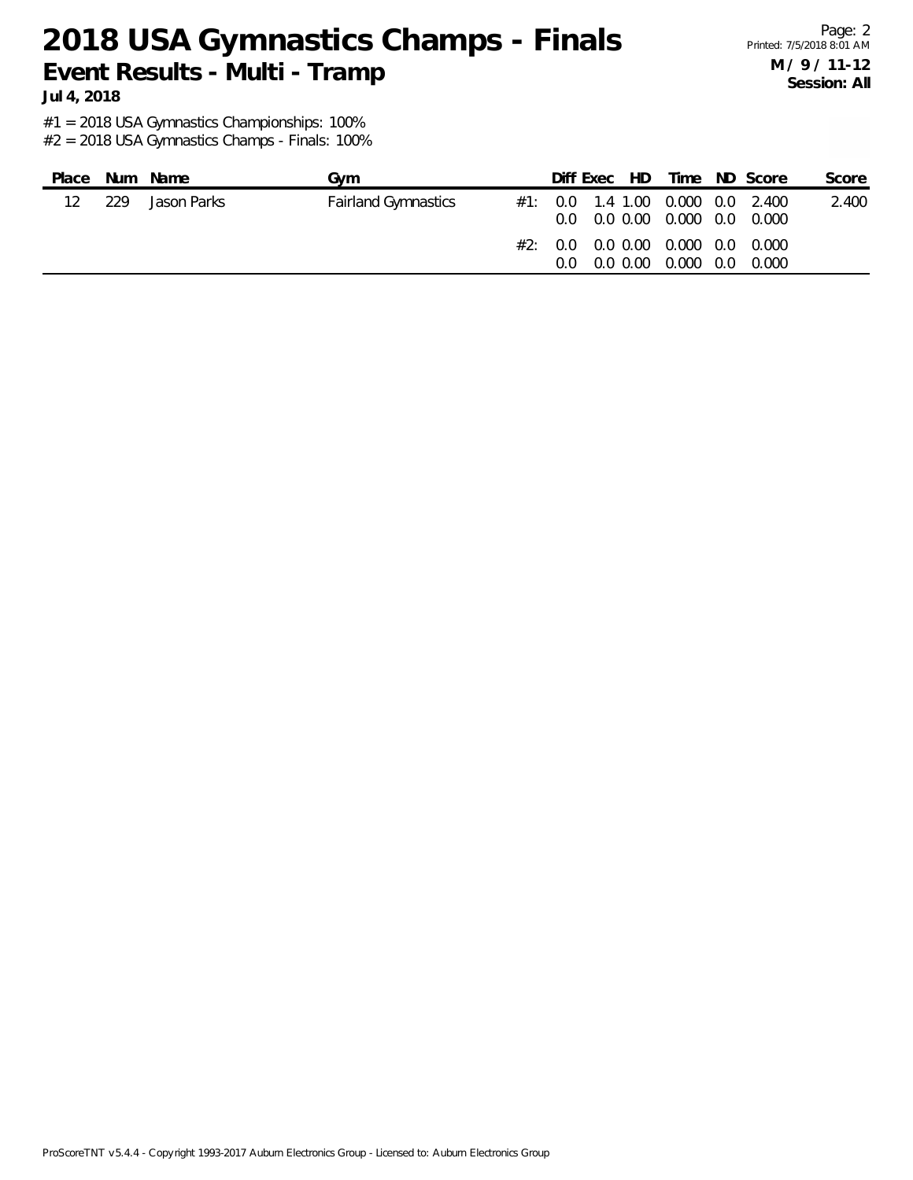# 2018 USA Gymnastics Champs - Finals

## Event Results - Multi - Tramp

**Jul 4, 2018**

**M / 9 / 11-12**
**Session: All**

#1 = 2018 USA Gymnastics Championships: 100%
#2 = 2018 USA Gymnastics Champs - Finals: 100%

| Place | Num | Name | Gym | | Diff | Exec | HD | Time | ND | Score | Score |
|---|---|---|---|---|---|---|---|---|---|---|---|
| 12 | 229 | Jason Parks | Fairland Gymnastics | #1: | 0.0 | 1.4 | 1.00 | 0.000 | 0.0 | 2.400 | 2.400 |
| | | | | | 0.0 | 0.0 | 0.00 | 0.000 | 0.0 | 0.000 | |
| | | | | #2: | 0.0 | 0.0 | 0.00 | 0.000 | 0.0 | 0.000 | |
| | | | | | 0.0 | 0.0 | 0.00 | 0.000 | 0.0 | 0.000 | |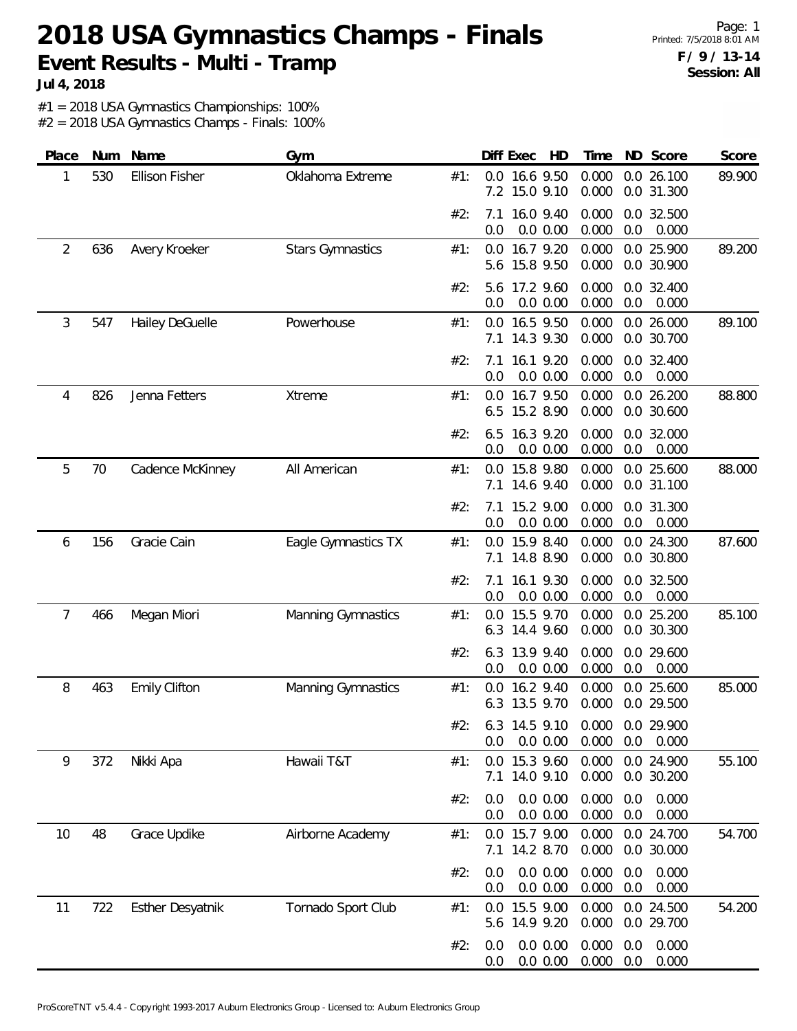# 2018 USA Gymnastics Champs - Finals

## Event Results - Multi - Tramp

**Jul 4, 2018**

**F / 9 / 13-14**
**Session: All**

#1 = 2018 USA Gymnastics Championships: 100%
#2 = 2018 USA Gymnastics Champs - Finals: 100%

| Place | Num | Name | Gym | | Diff | Exec | HD | Time | ND | Score | Score |
|---|---|---|---|---|---|---|---|---|---|---|---|
| 1 | 530 | Ellison Fisher | Oklahoma Extreme | #1: | 0.0 | 16.6 | 9.50 | 0.000 | 0.0 | 26.100 | 89.900 |
| | | | | | 7.2 | 15.0 | 9.10 | 0.000 | 0.0 | 31.300 | |
| | | | | #2: | 7.1 | 16.0 | 9.40 | 0.000 | 0.0 | 32.500 | |
| | | | | | 0.0 | 0.0 | 0.00 | 0.000 | 0.0 | 0.000 | |
| 2 | 636 | Avery Kroeker | Stars Gymnastics | #1: | 0.0 | 16.7 | 9.20 | 0.000 | 0.0 | 25.900 | 89.200 |
| | | | | | 5.6 | 15.8 | 9.50 | 0.000 | 0.0 | 30.900 | |
| | | | | #2: | 5.6 | 17.2 | 9.60 | 0.000 | 0.0 | 32.400 | |
| | | | | | 0.0 | 0.0 | 0.00 | 0.000 | 0.0 | 0.000 | |
| 3 | 547 | Hailey DeGuelle | Powerhouse | #1: | 0.0 | 16.5 | 9.50 | 0.000 | 0.0 | 26.000 | 89.100 |
| | | | | | 7.1 | 14.3 | 9.30 | 0.000 | 0.0 | 30.700 | |
| | | | | #2: | 7.1 | 16.1 | 9.20 | 0.000 | 0.0 | 32.400 | |
| | | | | | 0.0 | 0.0 | 0.00 | 0.000 | 0.0 | 0.000 | |
| 4 | 826 | Jenna Fetters | Xtreme | #1: | 0.0 | 16.7 | 9.50 | 0.000 | 0.0 | 26.200 | 88.800 |
| | | | | | 6.5 | 15.2 | 8.90 | 0.000 | 0.0 | 30.600 | |
| | | | | #2: | 6.5 | 16.3 | 9.20 | 0.000 | 0.0 | 32.000 | |
| | | | | | 0.0 | 0.0 | 0.00 | 0.000 | 0.0 | 0.000 | |
| 5 | 70 | Cadence McKinney | All American | #1: | 0.0 | 15.8 | 9.80 | 0.000 | 0.0 | 25.600 | 88.000 |
| | | | | | 7.1 | 14.6 | 9.40 | 0.000 | 0.0 | 31.100 | |
| | | | | #2: | 7.1 | 15.2 | 9.00 | 0.000 | 0.0 | 31.300 | |
| | | | | | 0.0 | 0.0 | 0.00 | 0.000 | 0.0 | 0.000 | |
| 6 | 156 | Gracie Cain | Eagle Gymnastics TX | #1: | 0.0 | 15.9 | 8.40 | 0.000 | 0.0 | 24.300 | 87.600 |
| | | | | | 7.1 | 14.8 | 8.90 | 0.000 | 0.0 | 30.800 | |
| | | | | #2: | 7.1 | 16.1 | 9.30 | 0.000 | 0.0 | 32.500 | |
| | | | | | 0.0 | 0.0 | 0.00 | 0.000 | 0.0 | 0.000 | |
| 7 | 466 | Megan Miori | Manning Gymnastics | #1: | 0.0 | 15.5 | 9.70 | 0.000 | 0.0 | 25.200 | 85.100 |
| | | | | | 6.3 | 14.4 | 9.60 | 0.000 | 0.0 | 30.300 | |
| | | | | #2: | 6.3 | 13.9 | 9.40 | 0.000 | 0.0 | 29.600 | |
| | | | | | 0.0 | 0.0 | 0.00 | 0.000 | 0.0 | 0.000 | |
| 8 | 463 | Emily Clifton | Manning Gymnastics | #1: | 0.0 | 16.2 | 9.40 | 0.000 | 0.0 | 25.600 | 85.000 |
| | | | | | 6.3 | 13.5 | 9.70 | 0.000 | 0.0 | 29.500 | |
| | | | | #2: | 6.3 | 14.5 | 9.10 | 0.000 | 0.0 | 29.900 | |
| | | | | | 0.0 | 0.0 | 0.00 | 0.000 | 0.0 | 0.000 | |
| 9 | 372 | Nikki Apa | Hawaii T&T | #1: | 0.0 | 15.3 | 9.60 | 0.000 | 0.0 | 24.900 | 55.100 |
| | | | | | 7.1 | 14.0 | 9.10 | 0.000 | 0.0 | 30.200 | |
| | | | | #2: | 0.0 | 0.0 | 0.00 | 0.000 | 0.0 | 0.000 | |
| | | | | | 0.0 | 0.0 | 0.00 | 0.000 | 0.0 | 0.000 | |
| 10 | 48 | Grace Updike | Airborne Academy | #1: | 0.0 | 15.7 | 9.00 | 0.000 | 0.0 | 24.700 | 54.700 |
| | | | | | 7.1 | 14.2 | 8.70 | 0.000 | 0.0 | 30.000 | |
| | | | | #2: | 0.0 | 0.0 | 0.00 | 0.000 | 0.0 | 0.000 | |
| | | | | | 0.0 | 0.0 | 0.00 | 0.000 | 0.0 | 0.000 | |
| 11 | 722 | Esther Desyatnik | Tornado Sport Club | #1: | 0.0 | 15.5 | 9.00 | 0.000 | 0.0 | 24.500 | 54.200 |
| | | | | | 5.6 | 14.9 | 9.20 | 0.000 | 0.0 | 29.700 | |
| | | | | #2: | 0.0 | 0.0 | 0.00 | 0.000 | 0.0 | 0.000 | |
| | | | | | 0.0 | 0.0 | 0.00 | 0.000 | 0.0 | 0.000 | |

ProScoreTNT v5.4.4 - Copyright 1993-2017 Auburn Electronics Group - Licensed to: Auburn Electronics Group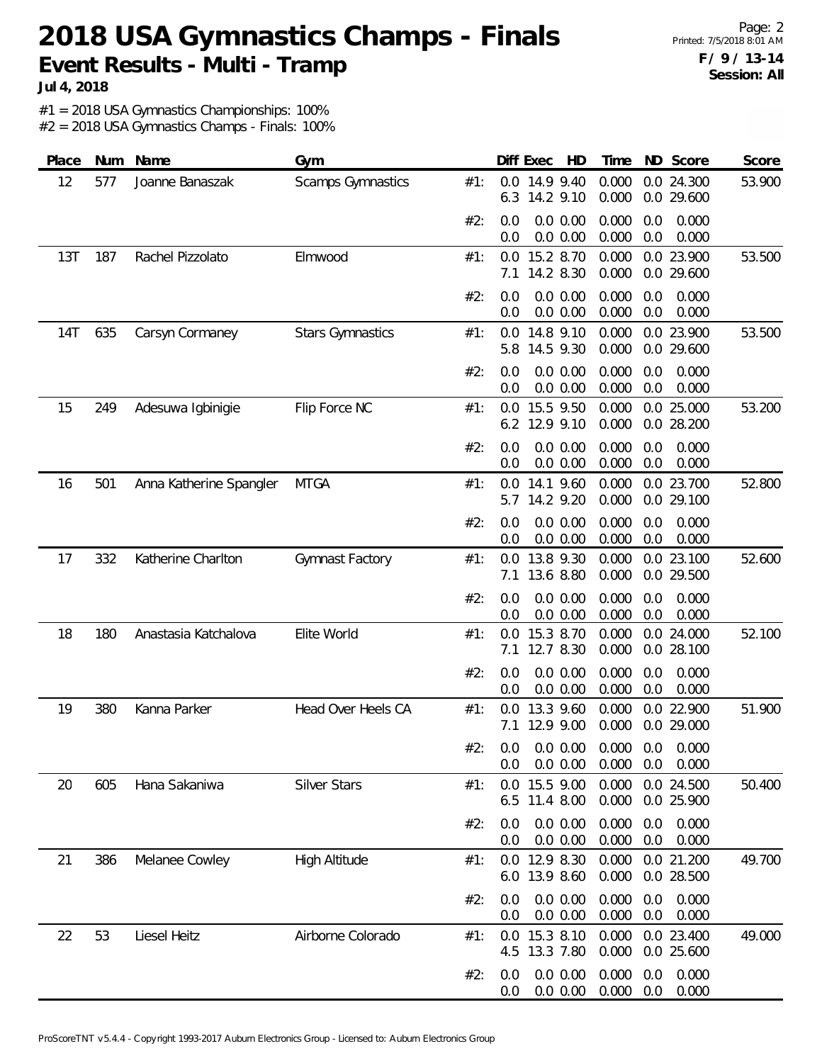# 2018 USA Gymnastics Champs - Finals

**Event Results - Multi - Tramp**

**Jul 4, 2018**

**F / 9 / 13-14**
**Session: All**

#1 = 2018 USA Gymnastics Championships: 100%
#2 = 2018 USA Gymnastics Champs - Finals: 100%

| Place | Num | Name | Gym | | Diff | Exec | HD | Time | ND | Score | Score |
|---|---|---|---|---|---|---|---|---|---|---|---|
| 12 | 577 | Joanne Banaszak | Scamps Gymnastics | #1: | 0.0 | 14.9 | 9.40 | 0.000 | 0.0 | 24.300 | 53.900 |
| | | | | | 6.3 | 14.2 | 9.10 | 0.000 | 0.0 | 29.600 | |
| | | | | #2: | 0.0 | 0.0 | 0.00 | 0.000 | 0.0 | 0.000 | |
| | | | | | 0.0 | 0.0 | 0.00 | 0.000 | 0.0 | 0.000 | |
| 13T | 187 | Rachel Pizzolato | Elmwood | #1: | 0.0 | 15.2 | 8.70 | 0.000 | 0.0 | 23.900 | 53.500 |
| | | | | | 7.1 | 14.2 | 8.30 | 0.000 | 0.0 | 29.600 | |
| | | | | #2: | 0.0 | 0.0 | 0.00 | 0.000 | 0.0 | 0.000 | |
| | | | | | 0.0 | 0.0 | 0.00 | 0.000 | 0.0 | 0.000 | |
| 14T | 635 | Carsyn Cormaney | Stars Gymnastics | #1: | 0.0 | 14.8 | 9.10 | 0.000 | 0.0 | 23.900 | 53.500 |
| | | | | | 5.8 | 14.5 | 9.30 | 0.000 | 0.0 | 29.600 | |
| | | | | #2: | 0.0 | 0.0 | 0.00 | 0.000 | 0.0 | 0.000 | |
| | | | | | 0.0 | 0.0 | 0.00 | 0.000 | 0.0 | 0.000 | |
| 15 | 249 | Adesuwa Igbinigie | Flip Force NC | #1: | 0.0 | 15.5 | 9.50 | 0.000 | 0.0 | 25.000 | 53.200 |
| | | | | | 6.2 | 12.9 | 9.10 | 0.000 | 0.0 | 28.200 | |
| | | | | #2: | 0.0 | 0.0 | 0.00 | 0.000 | 0.0 | 0.000 | |
| | | | | | 0.0 | 0.0 | 0.00 | 0.000 | 0.0 | 0.000 | |
| 16 | 501 | Anna Katherine Spangler | MTGA | #1: | 0.0 | 14.1 | 9.60 | 0.000 | 0.0 | 23.700 | 52.800 |
| | | | | | 5.7 | 14.2 | 9.20 | 0.000 | 0.0 | 29.100 | |
| | | | | #2: | 0.0 | 0.0 | 0.00 | 0.000 | 0.0 | 0.000 | |
| | | | | | 0.0 | 0.0 | 0.00 | 0.000 | 0.0 | 0.000 | |
| 17 | 332 | Katherine Charlton | Gymnast Factory | #1: | 0.0 | 13.8 | 9.30 | 0.000 | 0.0 | 23.100 | 52.600 |
| | | | | | 7.1 | 13.6 | 8.80 | 0.000 | 0.0 | 29.500 | |
| | | | | #2: | 0.0 | 0.0 | 0.00 | 0.000 | 0.0 | 0.000 | |
| | | | | | 0.0 | 0.0 | 0.00 | 0.000 | 0.0 | 0.000 | |
| 18 | 180 | Anastasia Katchalova | Elite World | #1: | 0.0 | 15.3 | 8.70 | 0.000 | 0.0 | 24.000 | 52.100 |
| | | | | | 7.1 | 12.7 | 8.30 | 0.000 | 0.0 | 28.100 | |
| | | | | #2: | 0.0 | 0.0 | 0.00 | 0.000 | 0.0 | 0.000 | |
| | | | | | 0.0 | 0.0 | 0.00 | 0.000 | 0.0 | 0.000 | |
| 19 | 380 | Kanna Parker | Head Over Heels CA | #1: | 0.0 | 13.3 | 9.60 | 0.000 | 0.0 | 22.900 | 51.900 |
| | | | | | 7.1 | 12.9 | 9.00 | 0.000 | 0.0 | 29.000 | |
| | | | | #2: | 0.0 | 0.0 | 0.00 | 0.000 | 0.0 | 0.000 | |
| | | | | | 0.0 | 0.0 | 0.00 | 0.000 | 0.0 | 0.000 | |
| 20 | 605 | Hana Sakaniwa | Silver Stars | #1: | 0.0 | 15.5 | 9.00 | 0.000 | 0.0 | 24.500 | 50.400 |
| | | | | | 6.5 | 11.4 | 8.00 | 0.000 | 0.0 | 25.900 | |
| | | | | #2: | 0.0 | 0.0 | 0.00 | 0.000 | 0.0 | 0.000 | |
| | | | | | 0.0 | 0.0 | 0.00 | 0.000 | 0.0 | 0.000 | |
| 21 | 386 | Melanee Cowley | High Altitude | #1: | 0.0 | 12.9 | 8.30 | 0.000 | 0.0 | 21.200 | 49.700 |
| | | | | | 6.0 | 13.9 | 8.60 | 0.000 | 0.0 | 28.500 | |
| | | | | #2: | 0.0 | 0.0 | 0.00 | 0.000 | 0.0 | 0.000 | |
| | | | | | 0.0 | 0.0 | 0.00 | 0.000 | 0.0 | 0.000 | |
| 22 | 53 | Liesel Heitz | Airborne Colorado | #1: | 0.0 | 15.3 | 8.10 | 0.000 | 0.0 | 23.400 | 49.000 |
| | | | | | 4.5 | 13.3 | 7.80 | 0.000 | 0.0 | 25.600 | |
| | | | | #2: | 0.0 | 0.0 | 0.00 | 0.000 | 0.0 | 0.000 | |
| | | | | | 0.0 | 0.0 | 0.00 | 0.000 | 0.0 | 0.000 | |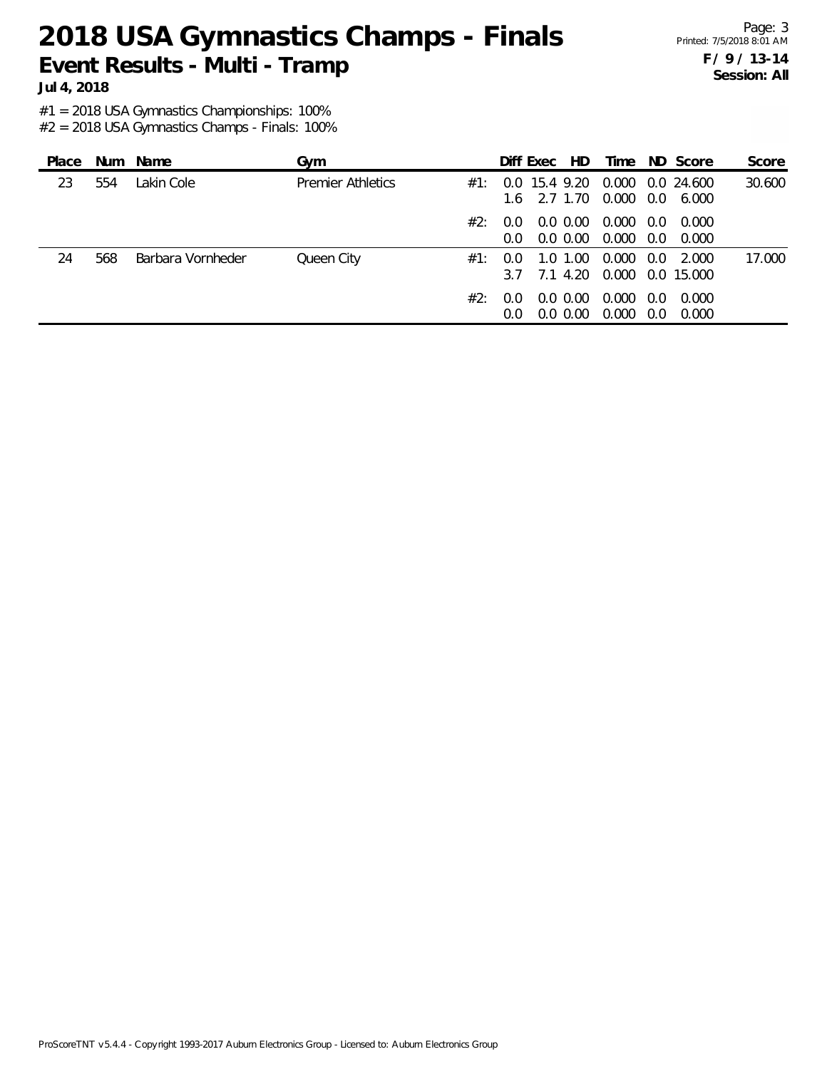# 2018 USA Gymnastics Champs - Finals

## Event Results - Multi - Tramp

**Jul 4, 2018**

**F / 9 / 13-14**
**Session: All**

#1 = 2018 USA Gymnastics Championships: 100%
#2 = 2018 USA Gymnastics Champs - Finals: 100%

| Place | Num | Name | Gym | | Diff | Exec | HD | Time | ND | Score | Score |
|---|---|---|---|---|---|---|---|---|---|---|---|
| 23 | 554 | Lakin Cole | Premier Athletics | #1: | 0.0 | 15.4 | 9.20 | 0.000 | 0.0 | 24.600 | 30.600 |
| | | | | | 1.6 | 2.7 | 1.70 | 0.000 | 0.0 | 6.000 | |
| | | | | #2: | 0.0 | 0.0 | 0.00 | 0.000 | 0.0 | 0.000 | |
| | | | | | 0.0 | 0.0 | 0.00 | 0.000 | 0.0 | 0.000 | |
| 24 | 568 | Barbara Vornheder | Queen City | #1: | 0.0 | 1.0 | 1.00 | 0.000 | 0.0 | 2.000 | 17.000 |
| | | | | | 3.7 | 7.1 | 4.20 | 0.000 | 0.0 | 15.000 | |
| | | | | #2: | 0.0 | 0.0 | 0.00 | 0.000 | 0.0 | 0.000 | |
| | | | | | 0.0 | 0.0 | 0.00 | 0.000 | 0.0 | 0.000 | |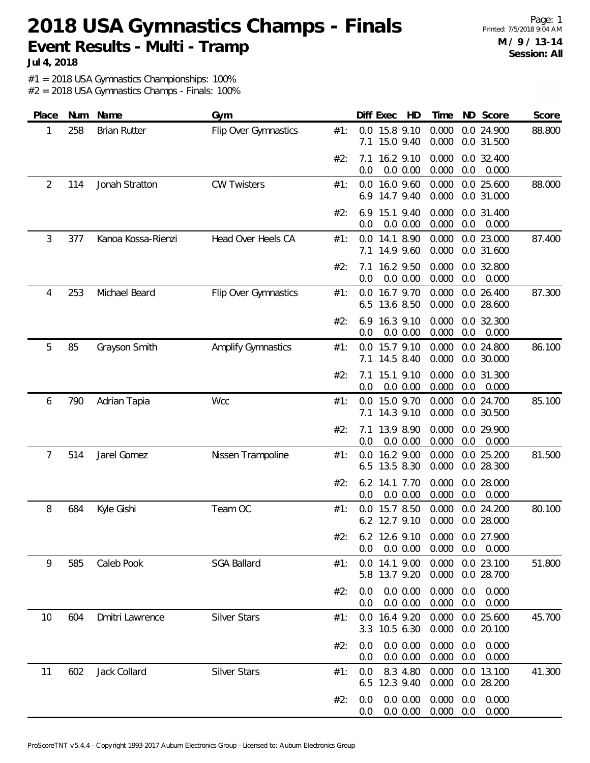# 2018 USA Gymnastics Champs - Finals

## Event Results - Multi - Tramp

**Jul 4, 2018**

**M / 9 / 13-14**
**Session: All**

#1 = 2018 USA Gymnastics Championships: 100%
#2 = 2018 USA Gymnastics Champs - Finals: 100%

| Place | Num | Name | Gym | | Diff | Exec | HD | Time | ND | Score | Score |
|---|---|---|---|---|---|---|---|---|---|---|---|
| 1 | 258 | Brian Rutter | Flip Over Gymnastics | #1: | 0.0 | 15.8 | 9.10 | 0.000 | 0.0 | 24.900 | 88.800 |
| | | | | | 7.1 | 15.0 | 9.40 | 0.000 | 0.0 | 31.500 | |
| | | | | #2: | 7.1 | 16.2 | 9.10 | 0.000 | 0.0 | 32.400 | |
| | | | | | 0.0 | 0.0 | 0.00 | 0.000 | 0.0 | 0.000 | |
| 2 | 114 | Jonah Stratton | CW Twisters | #1: | 0.0 | 16.0 | 9.60 | 0.000 | 0.0 | 25.600 | 88.000 |
| | | | | | 6.9 | 14.7 | 9.40 | 0.000 | 0.0 | 31.000 | |
| | | | | #2: | 6.9 | 15.1 | 9.40 | 0.000 | 0.0 | 31.400 | |
| | | | | | 0.0 | 0.0 | 0.00 | 0.000 | 0.0 | 0.000 | |
| 3 | 377 | Kanoa Kossa-Rienzi | Head Over Heels CA | #1: | 0.0 | 14.1 | 8.90 | 0.000 | 0.0 | 23.000 | 87.400 |
| | | | | | 7.1 | 14.9 | 9.60 | 0.000 | 0.0 | 31.600 | |
| | | | | #2: | 7.1 | 16.2 | 9.50 | 0.000 | 0.0 | 32.800 | |
| | | | | | 0.0 | 0.0 | 0.00 | 0.000 | 0.0 | 0.000 | |
| 4 | 253 | Michael Beard | Flip Over Gymnastics | #1: | 0.0 | 16.7 | 9.70 | 0.000 | 0.0 | 26.400 | 87.300 |
| | | | | | 6.5 | 13.6 | 8.50 | 0.000 | 0.0 | 28.600 | |
| | | | | #2: | 6.9 | 16.3 | 9.10 | 0.000 | 0.0 | 32.300 | |
| | | | | | 0.0 | 0.0 | 0.00 | 0.000 | 0.0 | 0.000 | |
| 5 | 85 | Grayson Smith | Amplify Gymnastics | #1: | 0.0 | 15.7 | 9.10 | 0.000 | 0.0 | 24.800 | 86.100 |
| | | | | | 7.1 | 14.5 | 8.40 | 0.000 | 0.0 | 30.000 | |
| | | | | #2: | 7.1 | 15.1 | 9.10 | 0.000 | 0.0 | 31.300 | |
| | | | | | 0.0 | 0.0 | 0.00 | 0.000 | 0.0 | 0.000 | |
| 6 | 790 | Adrian Tapia | Wcc | #1: | 0.0 | 15.0 | 9.70 | 0.000 | 0.0 | 24.700 | 85.100 |
| | | | | | 7.1 | 14.3 | 9.10 | 0.000 | 0.0 | 30.500 | |
| | | | | #2: | 7.1 | 13.9 | 8.90 | 0.000 | 0.0 | 29.900 | |
| | | | | | 0.0 | 0.0 | 0.00 | 0.000 | 0.0 | 0.000 | |
| 7 | 514 | Jarel Gomez | Nissen Trampoline | #1: | 0.0 | 16.2 | 9.00 | 0.000 | 0.0 | 25.200 | 81.500 |
| | | | | | 6.5 | 13.5 | 8.30 | 0.000 | 0.0 | 28.300 | |
| | | | | #2: | 6.2 | 14.1 | 7.70 | 0.000 | 0.0 | 28.000 | |
| | | | | | 0.0 | 0.0 | 0.00 | 0.000 | 0.0 | 0.000 | |
| 8 | 684 | Kyle Gishi | Team OC | #1: | 0.0 | 15.7 | 8.50 | 0.000 | 0.0 | 24.200 | 80.100 |
| | | | | | 6.2 | 12.7 | 9.10 | 0.000 | 0.0 | 28.000 | |
| | | | | #2: | 6.2 | 12.6 | 9.10 | 0.000 | 0.0 | 27.900 | |
| | | | | | 0.0 | 0.0 | 0.00 | 0.000 | 0.0 | 0.000 | |
| 9 | 585 | Caleb Pook | SGA Ballard | #1: | 0.0 | 14.1 | 9.00 | 0.000 | 0.0 | 23.100 | 51.800 |
| | | | | | 5.8 | 13.7 | 9.20 | 0.000 | 0.0 | 28.700 | |
| | | | | #2: | 0.0 | 0.0 | 0.00 | 0.000 | 0.0 | 0.000 | |
| | | | | | 0.0 | 0.0 | 0.00 | 0.000 | 0.0 | 0.000 | |
| 10 | 604 | Dmitri Lawrence | Silver Stars | #1: | 0.0 | 16.4 | 9.20 | 0.000 | 0.0 | 25.600 | 45.700 |
| | | | | | 3.3 | 10.5 | 6.30 | 0.000 | 0.0 | 20.100 | |
| | | | | #2: | 0.0 | 0.0 | 0.00 | 0.000 | 0.0 | 0.000 | |
| | | | | | 0.0 | 0.0 | 0.00 | 0.000 | 0.0 | 0.000 | |
| 11 | 602 | Jack Collard | Silver Stars | #1: | 0.0 | 8.3 | 4.80 | 0.000 | 0.0 | 13.100 | 41.300 |
| | | | | | 6.5 | 12.3 | 9.40 | 0.000 | 0.0 | 28.200 | |
| | | | | #2: | 0.0 | 0.0 | 0.00 | 0.000 | 0.0 | 0.000 | |
| | | | | | 0.0 | 0.0 | 0.00 | 0.000 | 0.0 | 0.000 | |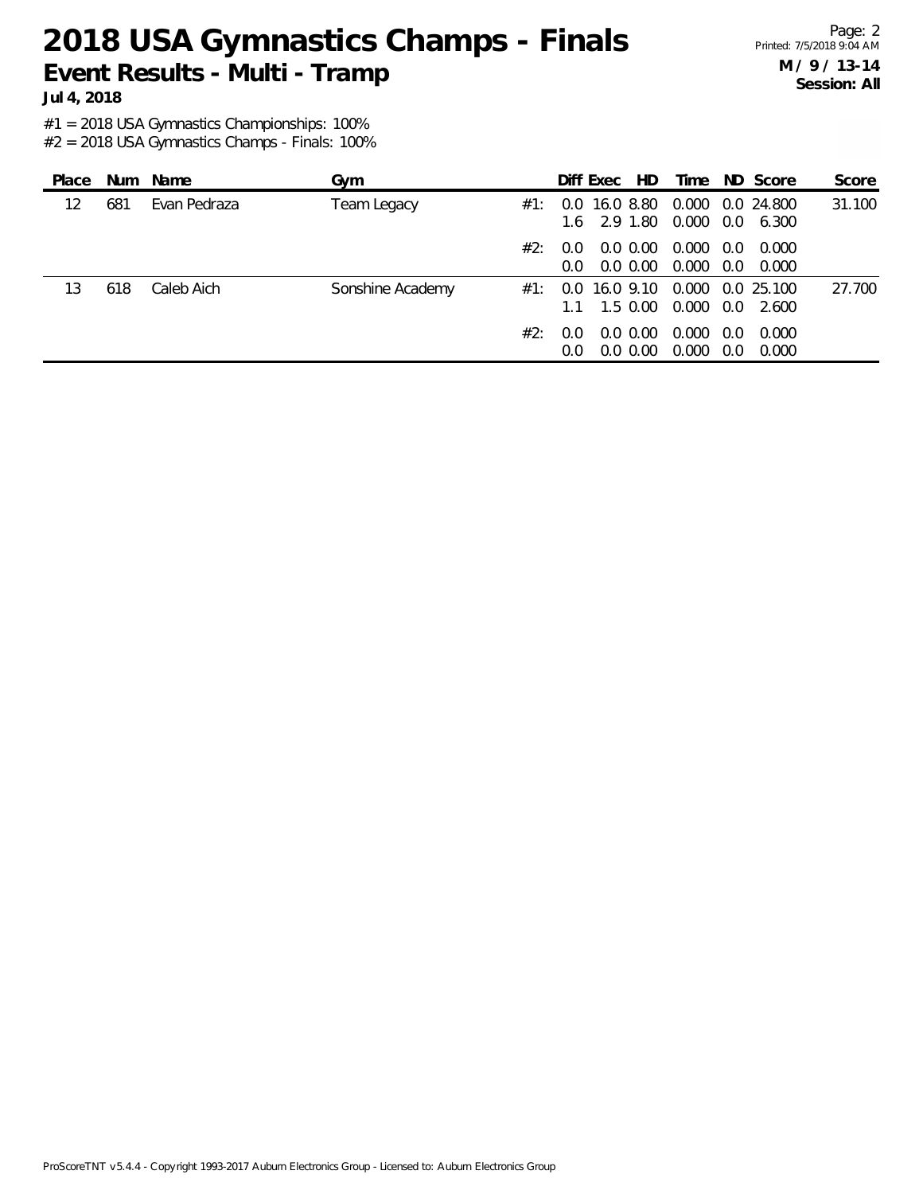# 2018 USA Gymnastics Champs - Finals

## Event Results - Multi - Tramp

**Jul 4, 2018**

**M / 9 / 13-14**
**Session: All**

#1 = 2018 USA Gymnastics Championships: 100%
#2 = 2018 USA Gymnastics Champs - Finals: 100%

| Place | Num | Name | Gym | | Diff | Exec | HD | Time | ND | Score | Score |
|---|---|---|---|---|---|---|---|---|---|---|---|
| 12 | 681 | Evan Pedraza | Team Legacy | #1: | 0.0 | 16.0 | 8.80 | 0.000 | 0.0 | 24.800 | 31.100 |
| | | | | | 1.6 | 2.9 | 1.80 | 0.000 | 0.0 | 6.300 | |
| | | | | #2: | 0.0 | 0.0 | 0.00 | 0.000 | 0.0 | 0.000 | |
| | | | | | 0.0 | 0.0 | 0.00 | 0.000 | 0.0 | 0.000 | |
| 13 | 618 | Caleb Aich | Sonshine Academy | #1: | 0.0 | 16.0 | 9.10 | 0.000 | 0.0 | 25.100 | 27.700 |
| | | | | | 1.1 | 1.5 | 0.00 | 0.000 | 0.0 | 2.600 | |
| | | | | #2: | 0.0 | 0.0 | 0.00 | 0.000 | 0.0 | 0.000 | |
| | | | | | 0.0 | 0.0 | 0.00 | 0.000 | 0.0 | 0.000 | |

ProScoreTNT v5.4.4 - Copyright 1993-2017 Auburn Electronics Group - Licensed to: Auburn Electronics Group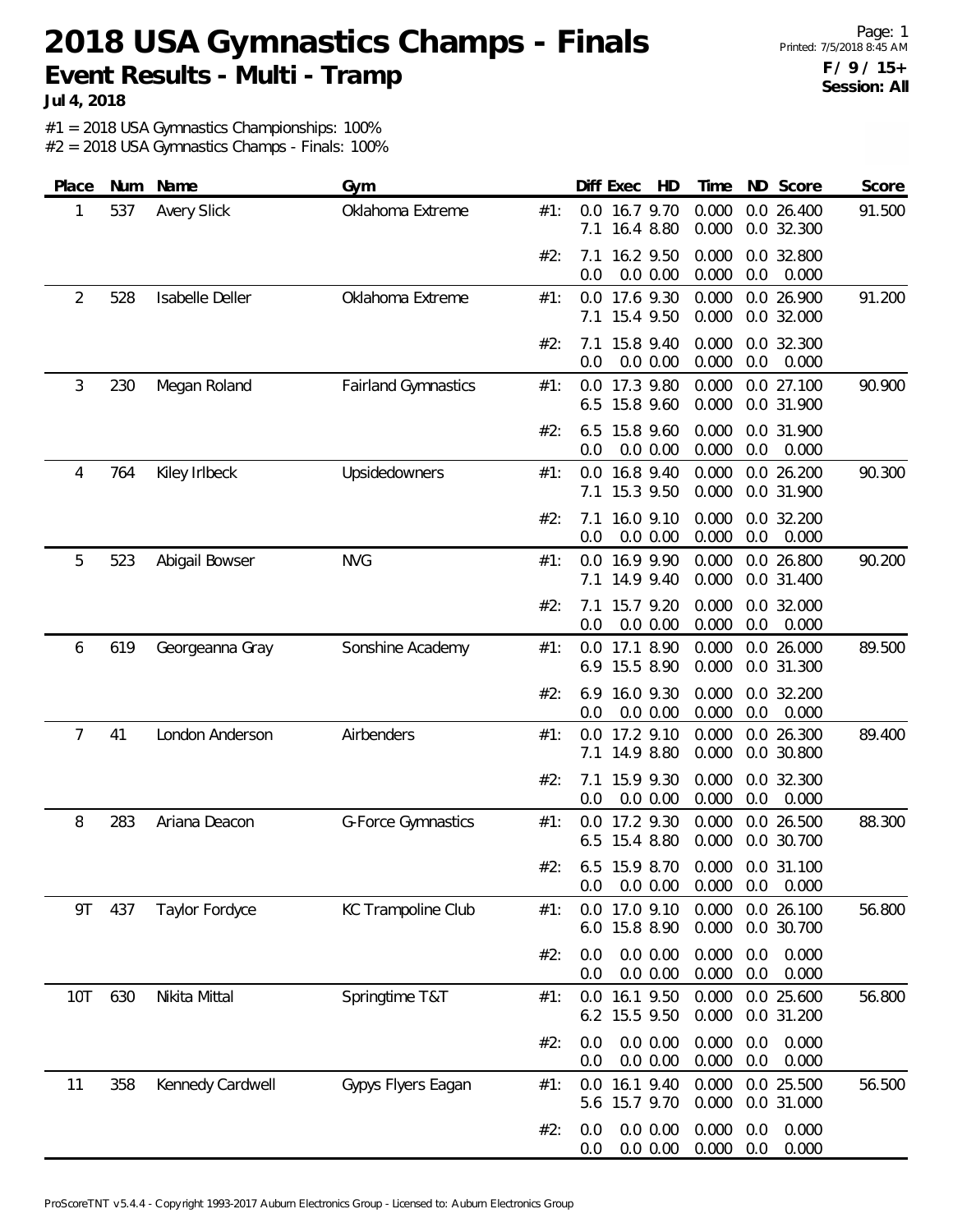# 2018 USA Gymnastics Champs - Finals

## Event Results - Multi - Tramp

**Jul 4, 2018**

**F / 9 / 15+**
**Session: All**

#1 = 2018 USA Gymnastics Championships: 100%
#2 = 2018 USA Gymnastics Champs - Finals: 100%

| Place | Num | Name | Gym | | Diff | Exec | HD | Time | ND | Score | Score |
|---|---|---|---|---|---|---|---|---|---|---|---|
| 1 | 537 | Avery Slick | Oklahoma Extreme | #1: | 0.0 | 16.7 | 9.70 | 0.000 | 0.0 | 26.400 | 91.500 |
| | | | | | 7.1 | 16.4 | 8.80 | 0.000 | 0.0 | 32.300 | |
| | | | | #2: | 7.1 | 16.2 | 9.50 | 0.000 | 0.0 | 32.800 | |
| | | | | | 0.0 | 0.0 | 0.00 | 0.000 | 0.0 | 0.000 | |
| 2 | 528 | Isabelle Deller | Oklahoma Extreme | #1: | 0.0 | 17.6 | 9.30 | 0.000 | 0.0 | 26.900 | 91.200 |
| | | | | | 7.1 | 15.4 | 9.50 | 0.000 | 0.0 | 32.000 | |
| | | | | #2: | 7.1 | 15.8 | 9.40 | 0.000 | 0.0 | 32.300 | |
| | | | | | 0.0 | 0.0 | 0.00 | 0.000 | 0.0 | 0.000 | |
| 3 | 230 | Megan Roland | Fairland Gymnastics | #1: | 0.0 | 17.3 | 9.80 | 0.000 | 0.0 | 27.100 | 90.900 |
| | | | | | 6.5 | 15.8 | 9.60 | 0.000 | 0.0 | 31.900 | |
| | | | | #2: | 6.5 | 15.8 | 9.60 | 0.000 | 0.0 | 31.900 | |
| | | | | | 0.0 | 0.0 | 0.00 | 0.000 | 0.0 | 0.000 | |
| 4 | 764 | Kiley Irlbeck | Upsidedowners | #1: | 0.0 | 16.8 | 9.40 | 0.000 | 0.0 | 26.200 | 90.300 |
| | | | | | 7.1 | 15.3 | 9.50 | 0.000 | 0.0 | 31.900 | |
| | | | | #2: | 7.1 | 16.0 | 9.10 | 0.000 | 0.0 | 32.200 | |
| | | | | | 0.0 | 0.0 | 0.00 | 0.000 | 0.0 | 0.000 | |
| 5 | 523 | Abigail Bowser | NVG | #1: | 0.0 | 16.9 | 9.90 | 0.000 | 0.0 | 26.800 | 90.200 |
| | | | | | 7.1 | 14.9 | 9.40 | 0.000 | 0.0 | 31.400 | |
| | | | | #2: | 7.1 | 15.7 | 9.20 | 0.000 | 0.0 | 32.000 | |
| | | | | | 0.0 | 0.0 | 0.00 | 0.000 | 0.0 | 0.000 | |
| 6 | 619 | Georgeanna Gray | Sonshine Academy | #1: | 0.0 | 17.1 | 8.90 | 0.000 | 0.0 | 26.000 | 89.500 |
| | | | | | 6.9 | 15.5 | 8.90 | 0.000 | 0.0 | 31.300 | |
| | | | | #2: | 6.9 | 16.0 | 9.30 | 0.000 | 0.0 | 32.200 | |
| | | | | | 0.0 | 0.0 | 0.00 | 0.000 | 0.0 | 0.000 | |
| 7 | 41 | London Anderson | Airbenders | #1: | 0.0 | 17.2 | 9.10 | 0.000 | 0.0 | 26.300 | 89.400 |
| | | | | | 7.1 | 14.9 | 8.80 | 0.000 | 0.0 | 30.800 | |
| | | | | #2: | 7.1 | 15.9 | 9.30 | 0.000 | 0.0 | 32.300 | |
| | | | | | 0.0 | 0.0 | 0.00 | 0.000 | 0.0 | 0.000 | |
| 8 | 283 | Ariana Deacon | G-Force Gymnastics | #1: | 0.0 | 17.2 | 9.30 | 0.000 | 0.0 | 26.500 | 88.300 |
| | | | | | 6.5 | 15.4 | 8.80 | 0.000 | 0.0 | 30.700 | |
| | | | | #2: | 6.5 | 15.9 | 8.70 | 0.000 | 0.0 | 31.100 | |
| | | | | | 0.0 | 0.0 | 0.00 | 0.000 | 0.0 | 0.000 | |
| 9T | 437 | Taylor Fordyce | KC Trampoline Club | #1: | 0.0 | 17.0 | 9.10 | 0.000 | 0.0 | 26.100 | 56.800 |
| | | | | | 6.0 | 15.8 | 8.90 | 0.000 | 0.0 | 30.700 | |
| | | | | #2: | 0.0 | 0.0 | 0.00 | 0.000 | 0.0 | 0.000 | |
| | | | | | 0.0 | 0.0 | 0.00 | 0.000 | 0.0 | 0.000 | |
| 10T | 630 | Nikita Mittal | Springtime T&T | #1: | 0.0 | 16.1 | 9.50 | 0.000 | 0.0 | 25.600 | 56.800 |
| | | | | | 6.2 | 15.5 | 9.50 | 0.000 | 0.0 | 31.200 | |
| | | | | #2: | 0.0 | 0.0 | 0.00 | 0.000 | 0.0 | 0.000 | |
| | | | | | 0.0 | 0.0 | 0.00 | 0.000 | 0.0 | 0.000 | |
| 11 | 358 | Kennedy Cardwell | Gypys Flyers Eagan | #1: | 0.0 | 16.1 | 9.40 | 0.000 | 0.0 | 25.500 | 56.500 |
| | | | | | 5.6 | 15.7 | 9.70 | 0.000 | 0.0 | 31.000 | |
| | | | | #2: | 0.0 | 0.0 | 0.00 | 0.000 | 0.0 | 0.000 | |
| | | | | | 0.0 | 0.0 | 0.00 | 0.000 | 0.0 | 0.000 | |

ProScoreTNT v5.4.4 - Copyright 1993-2017 Auburn Electronics Group - Licensed to: Auburn Electronics Group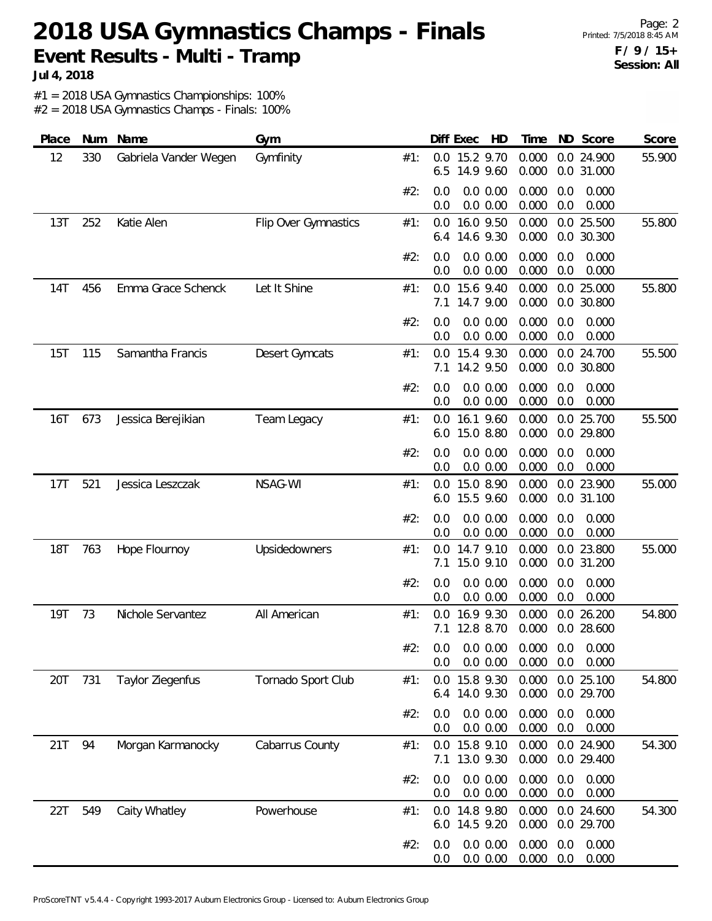# 2018 USA Gymnastics Champs - Finals

## Event Results - Multi - Tramp

**Jul 4, 2018**

**F / 9 / 15+**
**Session: All**

#1 = 2018 USA Gymnastics Championships: 100%
#2 = 2018 USA Gymnastics Champs - Finals: 100%

| Place | Num | Name | Gym | | Diff | Exec | HD | Time | ND | Score | Score |
|---|---|---|---|---|---|---|---|---|---|---|---|
| 12 | 330 | Gabriela Vander Wegen | Gymfinity | #1: | 0.0 | 15.2 | 9.70 | 0.000 | 0.0 | 24.900 | 55.900 |
| | | | | | 6.5 | 14.9 | 9.60 | 0.000 | 0.0 | 31.000 | |
| | | | | #2: | 0.0 | 0.0 | 0.00 | 0.000 | 0.0 | 0.000 | |
| | | | | | 0.0 | 0.0 | 0.00 | 0.000 | 0.0 | 0.000 | |
| 13T | 252 | Katie Alen | Flip Over Gymnastics | #1: | 0.0 | 16.0 | 9.50 | 0.000 | 0.0 | 25.500 | 55.800 |
| | | | | | 6.4 | 14.6 | 9.30 | 0.000 | 0.0 | 30.300 | |
| | | | | #2: | 0.0 | 0.0 | 0.00 | 0.000 | 0.0 | 0.000 | |
| | | | | | 0.0 | 0.0 | 0.00 | 0.000 | 0.0 | 0.000 | |
| 14T | 456 | Emma Grace Schenck | Let It Shine | #1: | 0.0 | 15.6 | 9.40 | 0.000 | 0.0 | 25.000 | 55.800 |
| | | | | | 7.1 | 14.7 | 9.00 | 0.000 | 0.0 | 30.800 | |
| | | | | #2: | 0.0 | 0.0 | 0.00 | 0.000 | 0.0 | 0.000 | |
| | | | | | 0.0 | 0.0 | 0.00 | 0.000 | 0.0 | 0.000 | |
| 15T | 115 | Samantha Francis | Desert Gymcats | #1: | 0.0 | 15.4 | 9.30 | 0.000 | 0.0 | 24.700 | 55.500 |
| | | | | | 7.1 | 14.2 | 9.50 | 0.000 | 0.0 | 30.800 | |
| | | | | #2: | 0.0 | 0.0 | 0.00 | 0.000 | 0.0 | 0.000 | |
| | | | | | 0.0 | 0.0 | 0.00 | 0.000 | 0.0 | 0.000 | |
| 16T | 673 | Jessica Berejikian | Team Legacy | #1: | 0.0 | 16.1 | 9.60 | 0.000 | 0.0 | 25.700 | 55.500 |
| | | | | | 6.0 | 15.0 | 8.80 | 0.000 | 0.0 | 29.800 | |
| | | | | #2: | 0.0 | 0.0 | 0.00 | 0.000 | 0.0 | 0.000 | |
| | | | | | 0.0 | 0.0 | 0.00 | 0.000 | 0.0 | 0.000 | |
| 17T | 521 | Jessica Leszczak | NSAG-WI | #1: | 0.0 | 15.0 | 8.90 | 0.000 | 0.0 | 23.900 | 55.000 |
| | | | | | 6.0 | 15.5 | 9.60 | 0.000 | 0.0 | 31.100 | |
| | | | | #2: | 0.0 | 0.0 | 0.00 | 0.000 | 0.0 | 0.000 | |
| | | | | | 0.0 | 0.0 | 0.00 | 0.000 | 0.0 | 0.000 | |
| 18T | 763 | Hope Flournoy | Upsidedowners | #1: | 0.0 | 14.7 | 9.10 | 0.000 | 0.0 | 23.800 | 55.000 |
| | | | | | 7.1 | 15.0 | 9.10 | 0.000 | 0.0 | 31.200 | |
| | | | | #2: | 0.0 | 0.0 | 0.00 | 0.000 | 0.0 | 0.000 | |
| | | | | | 0.0 | 0.0 | 0.00 | 0.000 | 0.0 | 0.000 | |
| 19T | 73 | Nichole Servantez | All American | #1: | 0.0 | 16.9 | 9.30 | 0.000 | 0.0 | 26.200 | 54.800 |
| | | | | | 7.1 | 12.8 | 8.70 | 0.000 | 0.0 | 28.600 | |
| | | | | #2: | 0.0 | 0.0 | 0.00 | 0.000 | 0.0 | 0.000 | |
| | | | | | 0.0 | 0.0 | 0.00 | 0.000 | 0.0 | 0.000 | |
| 20T | 731 | Taylor Ziegenfus | Tornado Sport Club | #1: | 0.0 | 15.8 | 9.30 | 0.000 | 0.0 | 25.100 | 54.800 |
| | | | | | 6.4 | 14.0 | 9.30 | 0.000 | 0.0 | 29.700 | |
| | | | | #2: | 0.0 | 0.0 | 0.00 | 0.000 | 0.0 | 0.000 | |
| | | | | | 0.0 | 0.0 | 0.00 | 0.000 | 0.0 | 0.000 | |
| 21T | 94 | Morgan Karmanocky | Cabarrus County | #1: | 0.0 | 15.8 | 9.10 | 0.000 | 0.0 | 24.900 | 54.300 |
| | | | | | 7.1 | 13.0 | 9.30 | 0.000 | 0.0 | 29.400 | |
| | | | | #2: | 0.0 | 0.0 | 0.00 | 0.000 | 0.0 | 0.000 | |
| | | | | | 0.0 | 0.0 | 0.00 | 0.000 | 0.0 | 0.000 | |
| 22T | 549 | Caity Whatley | Powerhouse | #1: | 0.0 | 14.8 | 9.80 | 0.000 | 0.0 | 24.600 | 54.300 |
| | | | | | 6.0 | 14.5 | 9.20 | 0.000 | 0.0 | 29.700 | |
| | | | | #2: | 0.0 | 0.0 | 0.00 | 0.000 | 0.0 | 0.000 | |
| | | | | | 0.0 | 0.0 | 0.00 | 0.000 | 0.0 | 0.000 | |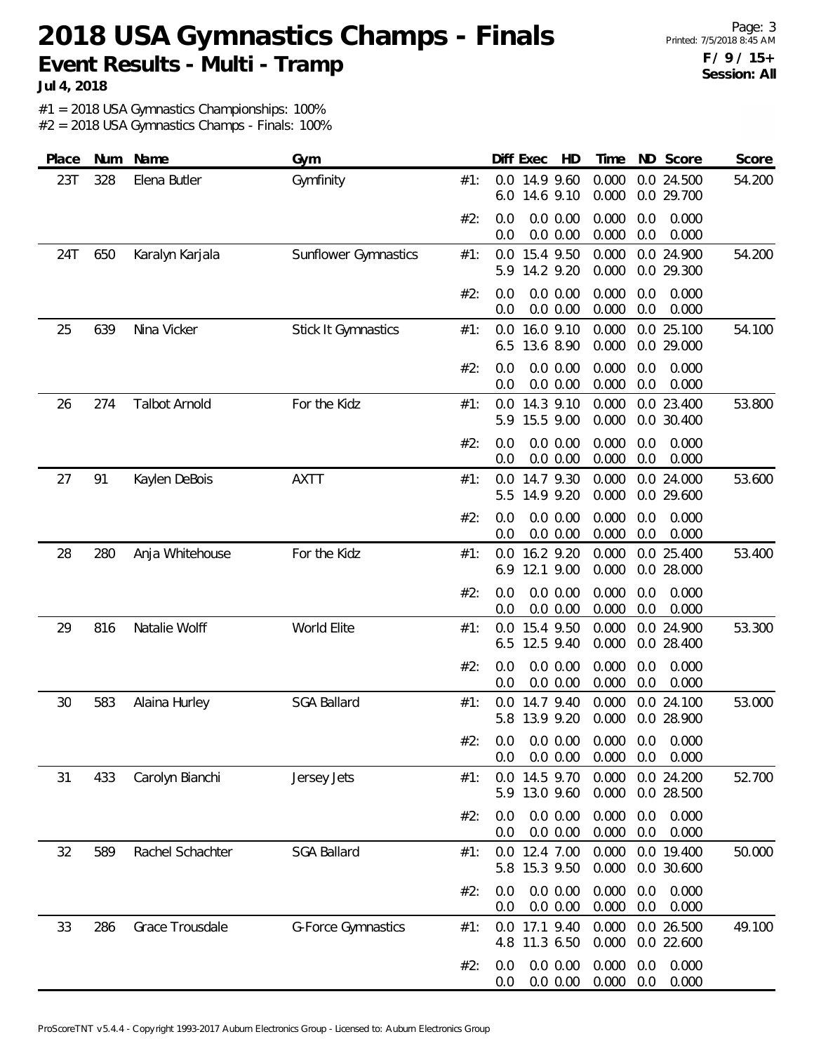# 2018 USA Gymnastics Champs - Finals

## Event Results - Multi - Tramp

**Jul 4, 2018**

**F / 9 / 15+**
**Session: All**

#1 = 2018 USA Gymnastics Championships: 100%
#2 = 2018 USA Gymnastics Champs - Finals: 100%

| Place | Num | Name | Gym | | Diff | Exec | HD | Time | ND | Score | Score |
|---|---|---|---|---|---|---|---|---|---|---|---|
| 23T | 328 | Elena Butler | Gymfinity | #1: | 0.0 | 14.9 | 9.60 | 0.000 | 0.0 | 24.500 | 54.200 |
| | | | | | 6.0 | 14.6 | 9.10 | 0.000 | 0.0 | 29.700 | |
| | | | | #2: | 0.0 | 0.0 | 0.00 | 0.000 | 0.0 | 0.000 | |
| | | | | | 0.0 | 0.0 | 0.00 | 0.000 | 0.0 | 0.000 | |
| 24T | 650 | Karalyn Karjala | Sunflower Gymnastics | #1: | 0.0 | 15.4 | 9.50 | 0.000 | 0.0 | 24.900 | 54.200 |
| | | | | | 5.9 | 14.2 | 9.20 | 0.000 | 0.0 | 29.300 | |
| | | | | #2: | 0.0 | 0.0 | 0.00 | 0.000 | 0.0 | 0.000 | |
| | | | | | 0.0 | 0.0 | 0.00 | 0.000 | 0.0 | 0.000 | |
| 25 | 639 | Nina Vicker | Stick It Gymnastics | #1: | 0.0 | 16.0 | 9.10 | 0.000 | 0.0 | 25.100 | 54.100 |
| | | | | | 6.5 | 13.6 | 8.90 | 0.000 | 0.0 | 29.000 | |
| | | | | #2: | 0.0 | 0.0 | 0.00 | 0.000 | 0.0 | 0.000 | |
| | | | | | 0.0 | 0.0 | 0.00 | 0.000 | 0.0 | 0.000 | |
| 26 | 274 | Talbot Arnold | For the Kidz | #1: | 0.0 | 14.3 | 9.10 | 0.000 | 0.0 | 23.400 | 53.800 |
| | | | | | 5.9 | 15.5 | 9.00 | 0.000 | 0.0 | 30.400 | |
| | | | | #2: | 0.0 | 0.0 | 0.00 | 0.000 | 0.0 | 0.000 | |
| | | | | | 0.0 | 0.0 | 0.00 | 0.000 | 0.0 | 0.000 | |
| 27 | 91 | Kaylen DeBois | AXTT | #1: | 0.0 | 14.7 | 9.30 | 0.000 | 0.0 | 24.000 | 53.600 |
| | | | | | 5.5 | 14.9 | 9.20 | 0.000 | 0.0 | 29.600 | |
| | | | | #2: | 0.0 | 0.0 | 0.00 | 0.000 | 0.0 | 0.000 | |
| | | | | | 0.0 | 0.0 | 0.00 | 0.000 | 0.0 | 0.000 | |
| 28 | 280 | Anja Whitehouse | For the Kidz | #1: | 0.0 | 16.2 | 9.20 | 0.000 | 0.0 | 25.400 | 53.400 |
| | | | | | 6.9 | 12.1 | 9.00 | 0.000 | 0.0 | 28.000 | |
| | | | | #2: | 0.0 | 0.0 | 0.00 | 0.000 | 0.0 | 0.000 | |
| | | | | | 0.0 | 0.0 | 0.00 | 0.000 | 0.0 | 0.000 | |
| 29 | 816 | Natalie Wolff | World Elite | #1: | 0.0 | 15.4 | 9.50 | 0.000 | 0.0 | 24.900 | 53.300 |
| | | | | | 6.5 | 12.5 | 9.40 | 0.000 | 0.0 | 28.400 | |
| | | | | #2: | 0.0 | 0.0 | 0.00 | 0.000 | 0.0 | 0.000 | |
| | | | | | 0.0 | 0.0 | 0.00 | 0.000 | 0.0 | 0.000 | |
| 30 | 583 | Alaina Hurley | SGA Ballard | #1: | 0.0 | 14.7 | 9.40 | 0.000 | 0.0 | 24.100 | 53.000 |
| | | | | | 5.8 | 13.9 | 9.20 | 0.000 | 0.0 | 28.900 | |
| | | | | #2: | 0.0 | 0.0 | 0.00 | 0.000 | 0.0 | 0.000 | |
| | | | | | 0.0 | 0.0 | 0.00 | 0.000 | 0.0 | 0.000 | |
| 31 | 433 | Carolyn Bianchi | Jersey Jets | #1: | 0.0 | 14.5 | 9.70 | 0.000 | 0.0 | 24.200 | 52.700 |
| | | | | | 5.9 | 13.0 | 9.60 | 0.000 | 0.0 | 28.500 | |
| | | | | #2: | 0.0 | 0.0 | 0.00 | 0.000 | 0.0 | 0.000 | |
| | | | | | 0.0 | 0.0 | 0.00 | 0.000 | 0.0 | 0.000 | |
| 32 | 589 | Rachel Schachter | SGA Ballard | #1: | 0.0 | 12.4 | 7.00 | 0.000 | 0.0 | 19.400 | 50.000 |
| | | | | | 5.8 | 15.3 | 9.50 | 0.000 | 0.0 | 30.600 | |
| | | | | #2: | 0.0 | 0.0 | 0.00 | 0.000 | 0.0 | 0.000 | |
| | | | | | 0.0 | 0.0 | 0.00 | 0.000 | 0.0 | 0.000 | |
| 33 | 286 | Grace Trousdale | G-Force Gymnastics | #1: | 0.0 | 17.1 | 9.40 | 0.000 | 0.0 | 26.500 | 49.100 |
| | | | | | 4.8 | 11.3 | 6.50 | 0.000 | 0.0 | 22.600 | |
| | | | | #2: | 0.0 | 0.0 | 0.00 | 0.000 | 0.0 | 0.000 | |
| | | | | | 0.0 | 0.0 | 0.00 | 0.000 | 0.0 | 0.000 | |

ProScoreTNT v5.4.4 - Copyright 1993-2017 Auburn Electronics Group - Licensed to: Auburn Electronics Group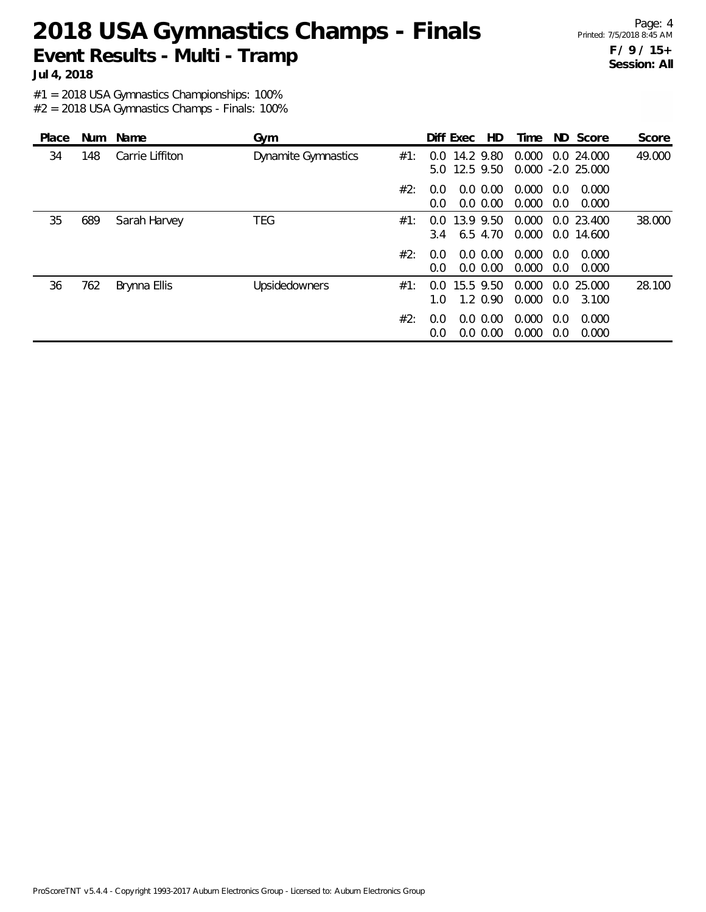# 2018 USA Gymnastics Champs - Finals

## Event Results - Multi - Tramp

**Jul 4, 2018**

**F / 9 / 15+**
**Session: All**

#1 = 2018 USA Gymnastics Championships: 100%
#2 = 2018 USA Gymnastics Champs - Finals: 100%

| Place | Num | Name | Gym | | Diff | Exec | HD | Time | ND | Score | Score |
|---|---|---|---|---|---|---|---|---|---|---|---|
| 34 | 148 | Carrie Liffiton | Dynamite Gymnastics | #1: | 0.0 | 14.2 | 9.80 | 0.000 | 0.0 | 24.000 | 49.000 |
| | | | | | 5.0 | 12.5 | 9.50 | 0.000 | -2.0 | 25.000 | |
| | | | | #2: | 0.0 | 0.0 | 0.00 | 0.000 | 0.0 | 0.000 | |
| | | | | | 0.0 | 0.0 | 0.00 | 0.000 | 0.0 | 0.000 | |
| 35 | 689 | Sarah Harvey | TEG | #1: | 0.0 | 13.9 | 9.50 | 0.000 | 0.0 | 23.400 | 38.000 |
| | | | | | 3.4 | 6.5 | 4.70 | 0.000 | 0.0 | 14.600 | |
| | | | | #2: | 0.0 | 0.0 | 0.00 | 0.000 | 0.0 | 0.000 | |
| | | | | | 0.0 | 0.0 | 0.00 | 0.000 | 0.0 | 0.000 | |
| 36 | 762 | Brynna Ellis | Upsidedowners | #1: | 0.0 | 15.5 | 9.50 | 0.000 | 0.0 | 25.000 | 28.100 |
| | | | | | 1.0 | 1.2 | 0.90 | 0.000 | 0.0 | 3.100 | |
| | | | | #2: | 0.0 | 0.0 | 0.00 | 0.000 | 0.0 | 0.000 | |
| | | | | | 0.0 | 0.0 | 0.00 | 0.000 | 0.0 | 0.000 | |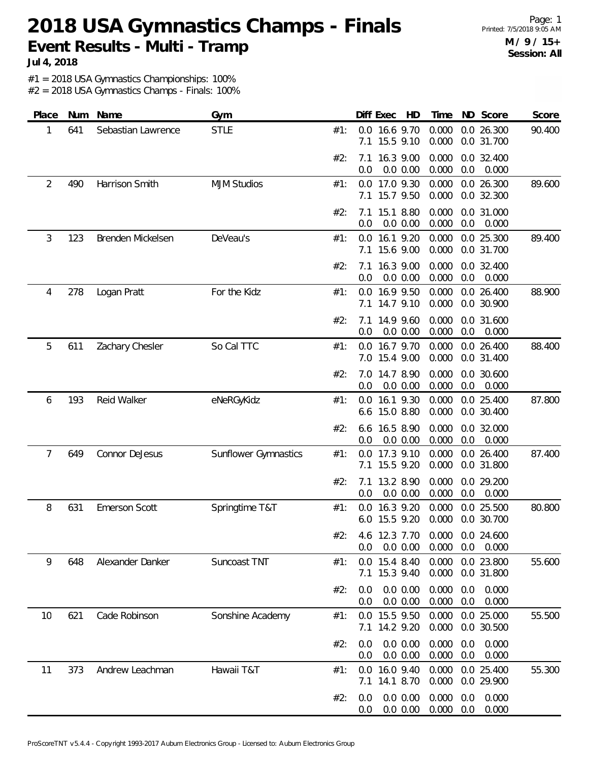# 2018 USA Gymnastics Champs - Finals

**Event Results - Multi - Tramp**

**Jul 4, 2018**

**M / 9 / 15+**
**Session: All**

#1 = 2018 USA Gymnastics Championships: 100%
#2 = 2018 USA Gymnastics Champs - Finals: 100%

| Place | Num | Name | Gym | | Diff | Exec | HD | Time | ND | Score | Score |
|---|---|---|---|---|---|---|---|---|---|---|---|
| 1 | 641 | Sebastian Lawrence | STLE | #1: | 0.0 | 16.6 | 9.70 | 0.000 | 0.0 | 26.300 | 90.400 |
| | | | | | 7.1 | 15.5 | 9.10 | 0.000 | 0.0 | 31.700 | |
| | | | | #2: | 7.1 | 16.3 | 9.00 | 0.000 | 0.0 | 32.400 | |
| | | | | | 0.0 | 0.0 | 0.00 | 0.000 | 0.0 | 0.000 | |
| 2 | 490 | Harrison Smith | MJM Studios | #1: | 0.0 | 17.0 | 9.30 | 0.000 | 0.0 | 26.300 | 89.600 |
| | | | | | 7.1 | 15.7 | 9.50 | 0.000 | 0.0 | 32.300 | |
| | | | | #2: | 7.1 | 15.1 | 8.80 | 0.000 | 0.0 | 31.000 | |
| | | | | | 0.0 | 0.0 | 0.00 | 0.000 | 0.0 | 0.000 | |
| 3 | 123 | Brenden Mickelsen | DeVeau's | #1: | 0.0 | 16.1 | 9.20 | 0.000 | 0.0 | 25.300 | 89.400 |
| | | | | | 7.1 | 15.6 | 9.00 | 0.000 | 0.0 | 31.700 | |
| | | | | #2: | 7.1 | 16.3 | 9.00 | 0.000 | 0.0 | 32.400 | |
| | | | | | 0.0 | 0.0 | 0.00 | 0.000 | 0.0 | 0.000 | |
| 4 | 278 | Logan Pratt | For the Kidz | #1: | 0.0 | 16.9 | 9.50 | 0.000 | 0.0 | 26.400 | 88.900 |
| | | | | | 7.1 | 14.7 | 9.10 | 0.000 | 0.0 | 30.900 | |
| | | | | #2: | 7.1 | 14.9 | 9.60 | 0.000 | 0.0 | 31.600 | |
| | | | | | 0.0 | 0.0 | 0.00 | 0.000 | 0.0 | 0.000 | |
| 5 | 611 | Zachary Chesler | So Cal TTC | #1: | 0.0 | 16.7 | 9.70 | 0.000 | 0.0 | 26.400 | 88.400 |
| | | | | | 7.0 | 15.4 | 9.00 | 0.000 | 0.0 | 31.400 | |
| | | | | #2: | 7.0 | 14.7 | 8.90 | 0.000 | 0.0 | 30.600 | |
| | | | | | 0.0 | 0.0 | 0.00 | 0.000 | 0.0 | 0.000 | |
| 6 | 193 | Reid Walker | eNeRGyKidz | #1: | 0.0 | 16.1 | 9.30 | 0.000 | 0.0 | 25.400 | 87.800 |
| | | | | | 6.6 | 15.0 | 8.80 | 0.000 | 0.0 | 30.400 | |
| | | | | #2: | 6.6 | 16.5 | 8.90 | 0.000 | 0.0 | 32.000 | |
| | | | | | 0.0 | 0.0 | 0.00 | 0.000 | 0.0 | 0.000 | |
| 7 | 649 | Connor DeJesus | Sunflower Gymnastics | #1: | 0.0 | 17.3 | 9.10 | 0.000 | 0.0 | 26.400 | 87.400 |
| | | | | | 7.1 | 15.5 | 9.20 | 0.000 | 0.0 | 31.800 | |
| | | | | #2: | 7.1 | 13.2 | 8.90 | 0.000 | 0.0 | 29.200 | |
| | | | | | 0.0 | 0.0 | 0.00 | 0.000 | 0.0 | 0.000 | |
| 8 | 631 | Emerson Scott | Springtime T&T | #1: | 0.0 | 16.3 | 9.20 | 0.000 | 0.0 | 25.500 | 80.800 |
| | | | | | 6.0 | 15.5 | 9.20 | 0.000 | 0.0 | 30.700 | |
| | | | | #2: | 4.6 | 12.3 | 7.70 | 0.000 | 0.0 | 24.600 | |
| | | | | | 0.0 | 0.0 | 0.00 | 0.000 | 0.0 | 0.000 | |
| 9 | 648 | Alexander Danker | Suncoast TNT | #1: | 0.0 | 15.4 | 8.40 | 0.000 | 0.0 | 23.800 | 55.600 |
| | | | | | 7.1 | 15.3 | 9.40 | 0.000 | 0.0 | 31.800 | |
| | | | | #2: | 0.0 | 0.0 | 0.00 | 0.000 | 0.0 | 0.000 | |
| | | | | | 0.0 | 0.0 | 0.00 | 0.000 | 0.0 | 0.000 | |
| 10 | 621 | Cade Robinson | Sonshine Academy | #1: | 0.0 | 15.5 | 9.50 | 0.000 | 0.0 | 25.000 | 55.500 |
| | | | | | 7.1 | 14.2 | 9.20 | 0.000 | 0.0 | 30.500 | |
| | | | | #2: | 0.0 | 0.0 | 0.00 | 0.000 | 0.0 | 0.000 | |
| | | | | | 0.0 | 0.0 | 0.00 | 0.000 | 0.0 | 0.000 | |
| 11 | 373 | Andrew Leachman | Hawaii T&T | #1: | 0.0 | 16.0 | 9.40 | 0.000 | 0.0 | 25.400 | 55.300 |
| | | | | | 7.1 | 14.1 | 8.70 | 0.000 | 0.0 | 29.900 | |
| | | | | #2: | 0.0 | 0.0 | 0.00 | 0.000 | 0.0 | 0.000 | |
| | | | | | 0.0 | 0.0 | 0.00 | 0.000 | 0.0 | 0.000 | |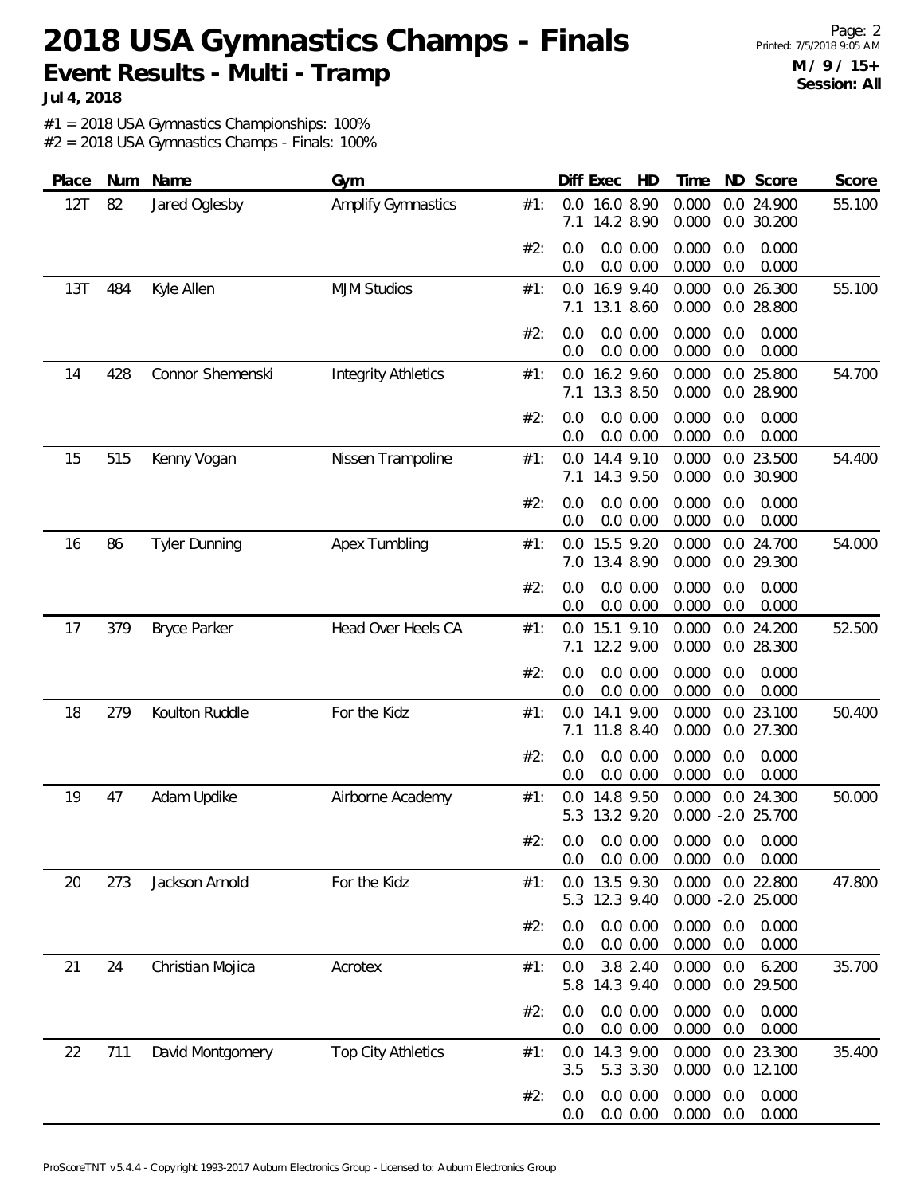# 2018 USA Gymnastics Champs - Finals

## Event Results - Multi - Tramp

**Jul 4, 2018**

**M / 9 / 15+**
**Session: All**

#1 = 2018 USA Gymnastics Championships: 100%
#2 = 2018 USA Gymnastics Champs - Finals: 100%

| Place | Num | Name | Gym | | Diff | Exec | HD | Time | ND | Score | Score |
|---|---|---|---|---|---|---|---|---|---|---|---|
| 12T | 82 | Jared Oglesby | Amplify Gymnastics | #1: | 0.0 | 16.0 | 8.90 | 0.000 | 0.0 | 24.900 | 55.100 |
| | | | | | 7.1 | 14.2 | 8.90 | 0.000 | 0.0 | 30.200 | |
| | | | | #2: | 0.0 | 0.0 | 0.00 | 0.000 | 0.0 | 0.000 | |
| | | | | | 0.0 | 0.0 | 0.00 | 0.000 | 0.0 | 0.000 | |
| 13T | 484 | Kyle Allen | MJM Studios | #1: | 0.0 | 16.9 | 9.40 | 0.000 | 0.0 | 26.300 | 55.100 |
| | | | | | 7.1 | 13.1 | 8.60 | 0.000 | 0.0 | 28.800 | |
| | | | | #2: | 0.0 | 0.0 | 0.00 | 0.000 | 0.0 | 0.000 | |
| | | | | | 0.0 | 0.0 | 0.00 | 0.000 | 0.0 | 0.000 | |
| 14 | 428 | Connor Shemenski | Integrity Athletics | #1: | 0.0 | 16.2 | 9.60 | 0.000 | 0.0 | 25.800 | 54.700 |
| | | | | | 7.1 | 13.3 | 8.50 | 0.000 | 0.0 | 28.900 | |
| | | | | #2: | 0.0 | 0.0 | 0.00 | 0.000 | 0.0 | 0.000 | |
| | | | | | 0.0 | 0.0 | 0.00 | 0.000 | 0.0 | 0.000 | |
| 15 | 515 | Kenny Vogan | Nissen Trampoline | #1: | 0.0 | 14.4 | 9.10 | 0.000 | 0.0 | 23.500 | 54.400 |
| | | | | | 7.1 | 14.3 | 9.50 | 0.000 | 0.0 | 30.900 | |
| | | | | #2: | 0.0 | 0.0 | 0.00 | 0.000 | 0.0 | 0.000 | |
| | | | | | 0.0 | 0.0 | 0.00 | 0.000 | 0.0 | 0.000 | |
| 16 | 86 | Tyler Dunning | Apex Tumbling | #1: | 0.0 | 15.5 | 9.20 | 0.000 | 0.0 | 24.700 | 54.000 |
| | | | | | 7.0 | 13.4 | 8.90 | 0.000 | 0.0 | 29.300 | |
| | | | | #2: | 0.0 | 0.0 | 0.00 | 0.000 | 0.0 | 0.000 | |
| | | | | | 0.0 | 0.0 | 0.00 | 0.000 | 0.0 | 0.000 | |
| 17 | 379 | Bryce Parker | Head Over Heels CA | #1: | 0.0 | 15.1 | 9.10 | 0.000 | 0.0 | 24.200 | 52.500 |
| | | | | | 7.1 | 12.2 | 9.00 | 0.000 | 0.0 | 28.300 | |
| | | | | #2: | 0.0 | 0.0 | 0.00 | 0.000 | 0.0 | 0.000 | |
| | | | | | 0.0 | 0.0 | 0.00 | 0.000 | 0.0 | 0.000 | |
| 18 | 279 | Koulton Ruddle | For the Kidz | #1: | 0.0 | 14.1 | 9.00 | 0.000 | 0.0 | 23.100 | 50.400 |
| | | | | | 7.1 | 11.8 | 8.40 | 0.000 | 0.0 | 27.300 | |
| | | | | #2: | 0.0 | 0.0 | 0.00 | 0.000 | 0.0 | 0.000 | |
| | | | | | 0.0 | 0.0 | 0.00 | 0.000 | 0.0 | 0.000 | |
| 19 | 47 | Adam Updike | Airborne Academy | #1: | 0.0 | 14.8 | 9.50 | 0.000 | 0.0 | 24.300 | 50.000 |
| | | | | | 5.3 | 13.2 | 9.20 | 0.000 | -2.0 | 25.700 | |
| | | | | #2: | 0.0 | 0.0 | 0.00 | 0.000 | 0.0 | 0.000 | |
| | | | | | 0.0 | 0.0 | 0.00 | 0.000 | 0.0 | 0.000 | |
| 20 | 273 | Jackson Arnold | For the Kidz | #1: | 0.0 | 13.5 | 9.30 | 0.000 | 0.0 | 22.800 | 47.800 |
| | | | | | 5.3 | 12.3 | 9.40 | 0.000 | -2.0 | 25.000 | |
| | | | | #2: | 0.0 | 0.0 | 0.00 | 0.000 | 0.0 | 0.000 | |
| | | | | | 0.0 | 0.0 | 0.00 | 0.000 | 0.0 | 0.000 | |
| 21 | 24 | Christian Mojica | Acrotex | #1: | 0.0 | 3.8 | 2.40 | 0.000 | 0.0 | 6.200 | 35.700 |
| | | | | | 5.8 | 14.3 | 9.40 | 0.000 | 0.0 | 29.500 | |
| | | | | #2: | 0.0 | 0.0 | 0.00 | 0.000 | 0.0 | 0.000 | |
| | | | | | 0.0 | 0.0 | 0.00 | 0.000 | 0.0 | 0.000 | |
| 22 | 711 | David Montgomery | Top City Athletics | #1: | 0.0 | 14.3 | 9.00 | 0.000 | 0.0 | 23.300 | 35.400 |
| | | | | | 3.5 | 5.3 | 3.30 | 0.000 | 0.0 | 12.100 | |
| | | | | #2: | 0.0 | 0.0 | 0.00 | 0.000 | 0.0 | 0.000 | |
| | | | | | 0.0 | 0.0 | 0.00 | 0.000 | 0.0 | 0.000 | |

ProScoreTNT v5.4.4 - Copyright 1993-2017 Auburn Electronics Group - Licensed to: Auburn Electronics Group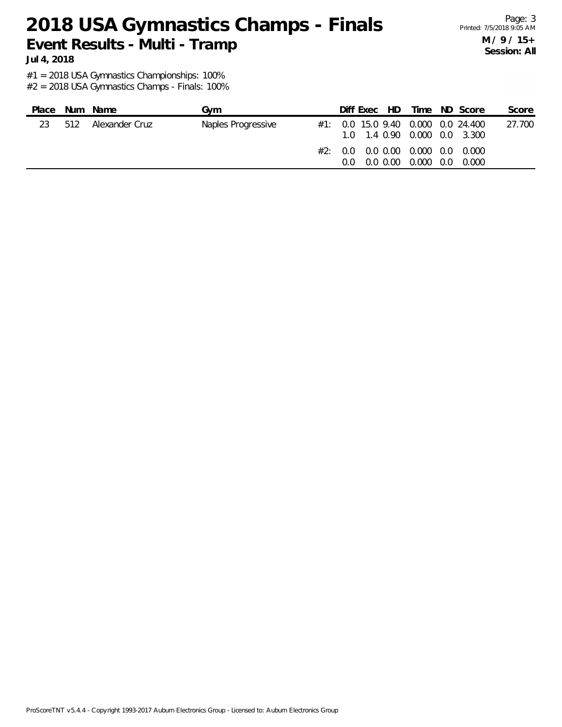# 2018 USA Gymnastics Champs - Finals

## Event Results - Multi - Tramp

**Jul 4, 2018**

**M / 9 / 15+**
**Session: All**

#1 = 2018 USA Gymnastics Championships: 100%
#2 = 2018 USA Gymnastics Champs - Finals: 100%

| Place | Num | Name | Gym | | Diff | Exec | HD | Time | ND | Score | Score |
|---|---|---|---|---|---|---|---|---|---|---|---|
| 23 | 512 | Alexander Cruz | Naples Progressive | #1: | 0.0 | 15.0 | 9.40 | 0.000 | 0.0 | 24.400 | 27.700 |
| | | | | | 1.0 | 1.4 | 0.90 | 0.000 | 0.0 | 3.300 | |
| | | | | #2: | 0.0 | 0.0 | 0.00 | 0.000 | 0.0 | 0.000 | |
| | | | | | 0.0 | 0.0 | 0.00 | 0.000 | 0.0 | 0.000 | |

ProScoreTNT v5.4.4 - Copyright 1993-2017 Auburn Electronics Group - Licensed to: Auburn Electronics Group